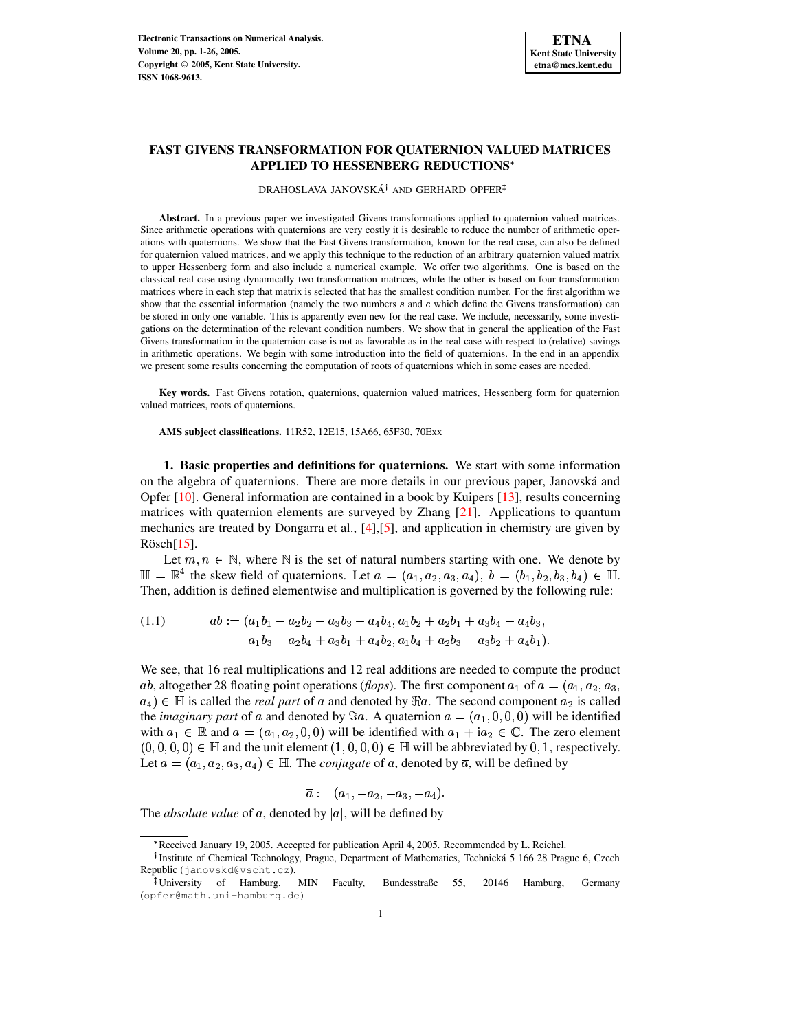# FAST GIVENS TRANSFORMATION FOR QUATERNION VALUED MATRICES APPLIED TO HESSENBERG REDUCTIONS*

DRAHOSLAVA JANOVSKÁ† AND GERHARD OPFER‡

**Abstract.** In a previous paper we investigated Givens transformations applied to quaternion valued matrices. Since arithmetic operations with quaternions are very costly it is desirable to reduce the number of arithmetic operations with quaternions. We show that the Fast Givens transformation, known for the real case, can also be defined for quaternion valued matrices, and we apply this technique to the reduction of an arbitrary quaternion valued matrix to upper Hessenberg form and also include a numerical example. We offer two algorithms. One is based on the classical real case using dynamically two transformation matrices, while the other is based on four transformation matrices where in each step that matrix is selected that has the smallest condition number. For the first algorithm we show that the essential information (namely the two numbers $s$ and $c$ which define the Givens transformation) can be stored in only one variable. This is apparently even new for the real case. We include, necessarily, some investigations on the determination of the relevant condition numbers. We show that in general the application of the Fast Givens transformation in the quaternion case is not as favorable as in the real case with respect to (relative) savings in arithmetic operations. We begin with some introduction into the field of quaternions. In the end in an appendix we present some results concerning the computation of roots of quaternions which in some cases are needed.

**Key words.** Fast Givens rotation, quaternions, quaternion valued matrices, Hessenberg form for quaternion valued matrices, roots of quaternions.

**AMS subject classifications.** 11R52, 12E15, 15A66, 65F30, 70Exx

**1. Basic properties and definitions for quaternions.** We start with some information on the algebra of quaternions. There are more details in our previous paper, Janovská and Opfer [10]. General information are contained in a book by Kuipers [13], results concerning matrices with quaternion elements are surveyed by Zhang [21]. Applications to quantum mechanics are treated by Dongarra et al., [4],[5], and application in chemistry are given by Rösch[15].

Let $m, n \in \mathbb{N}$, where $\mathbb{N}$ is the set of natural numbers starting with one. We denote by $\mathbb{H} = \mathbb{R}^4$ the skew field of quaternions. Let $a = (a_1, a_2, a_3, a_4)$, $b = (b_1, b_2, b_3, b_4) \in \mathbb{H}$. Then, addition is defined elementwise and multiplication is governed by the following rule:

$$
\begin{aligned}
(1.1) \qquad ab := (&a_1b_1 - a_2b_2 - a_3b_3 - a_4b_4, a_1b_2 + a_2b_1 + a_3b_4 - a_4b_3, \\
&a_1b_3 - a_2b_4 + a_3b_1 + a_4b_2, a_1b_4 + a_2b_3 - a_3b_2 + a_4b_1).
\end{aligned}
$$

We see, that 16 real multiplications and 12 real additions are needed to compute the product $ab$, altogether 28 floating point operations (*flops*). The first component $a_1$ of $a = (a_1, a_2, a_3, a_4) \in \mathbb{H}$ is called the *real part* of $a$ and denoted by $\Re a$. The second component $a_2$ is called the *imaginary part* of $a$ and denoted by $\Im a$. A quaternion $a = (a_1, 0, 0, 0)$ will be identified with $a_1 \in \mathbb{R}$ and $a = (a_1, a_2, 0, 0)$ will be identified with $a_1 + \mathrm{i}a_2 \in \mathbb{C}$. The zero element $(0, 0, 0, 0) \in \mathbb{H}$ and the unit element $(1, 0, 0, 0) \in \mathbb{H}$ will be abbreviated by $0, 1$, respectively. Let $a = (a_1, a_2, a_3, a_4) \in \mathbb{H}$. The *conjugate* of $a$, denoted by $\overline{a}$, will be defined by

$$\overline{a} := (a_1, -a_2, -a_3, -a_4).$$

The *absolute value* of $a$, denoted by $|a|$, will be defined by

---

*Received January 19, 2005. Accepted for publication April 4, 2005. Recommended by L. Reichel.

†Institute of Chemical Technology, Prague, Department of Mathematics, Technická 5 166 28 Prague 6, Czech Republic (janovskd@vscht.cz).

‡University of Hamburg, MIN Faculty, Bundesstraße 55, 20146 Hamburg, Germany (opfer@math.uni-hamburg.de)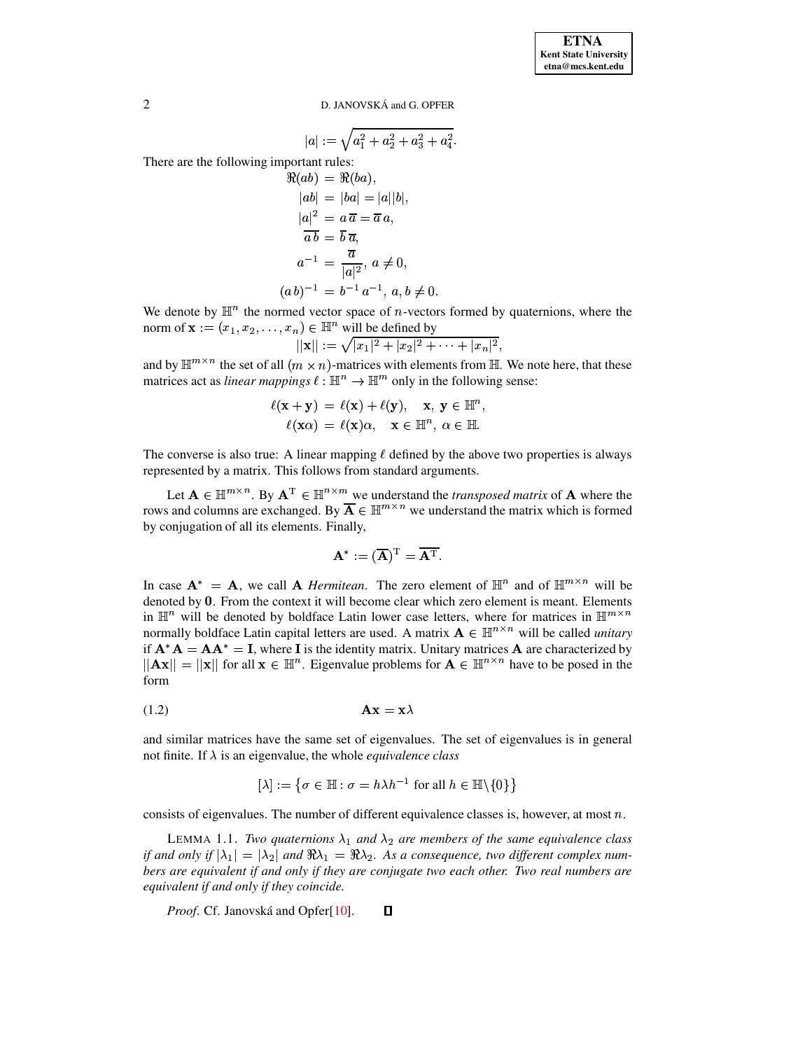$$|a| := \sqrt{a_1^2 + a_2^2 + a_3^2 + a_4^2}.$$

There are the following important rules:

$$\begin{aligned}
\Re(ab) &= \Re(ba),\\
|ab| &= |ba| = |a||b|,\\
|a|^2 &= a\,\overline{a} = \overline{a}\,a,\\
\overline{a\,b} &= \overline{b}\,\overline{a},\\
a^{-1} &= \frac{\overline{a}}{|a|^2},\ a \neq 0,\\
(a\,b)^{-1} &= b^{-1}\,a^{-1},\ a, b \neq 0.
\end{aligned}$$

We denote by $\mathbb{H}^n$ the normed vector space of $n$-vectors formed by quaternions, where the norm of $\mathbf{x} := (x_1, x_2, \ldots, x_n) \in \mathbb{H}^n$ will be defined by

$$||\mathbf{x}|| := \sqrt{|x_1|^2 + |x_2|^2 + \cdots + |x_n|^2},$$

and by $\mathbb{H}^{m\times n}$ the set of all $(m \times n)$-matrices with elements from $\mathbb{H}$. We note here, that these matrices act as *linear mappings* $\ell : \mathbb{H}^n \to \mathbb{H}^m$ only in the following sense:

$$\begin{aligned}
\ell(\mathbf{x} + \mathbf{y}) &= \ell(\mathbf{x}) + \ell(\mathbf{y}), \quad \mathbf{x},\ \mathbf{y} \in \mathbb{H}^n,\\
\ell(\mathbf{x}\alpha) &= \ell(\mathbf{x})\alpha, \quad \mathbf{x} \in \mathbb{H}^n,\ \alpha \in \mathbb{H}.
\end{aligned}$$

The converse is also true: A linear mapping $\ell$ defined by the above two properties is always represented by a matrix. This follows from standard arguments.

Let $\mathbf{A} \in \mathbb{H}^{m\times n}$. By $\mathbf{A}^{\mathrm{T}} \in \mathbb{H}^{n\times m}$ we understand the *transposed matrix* of $\mathbf{A}$ where the rows and columns are exchanged. By $\overline{\mathbf{A}} \in \mathbb{H}^{m\times n}$ we understand the matrix which is formed by conjugation of all its elements. Finally,

$$\mathbf{A}^* := (\overline{\mathbf{A}})^{\mathrm{T}} = \overline{\mathbf{A}^{\mathrm{T}}}.$$

In case $\mathbf{A}^* = \mathbf{A}$, we call $\mathbf{A}$ *Hermitean*. The zero element of $\mathbb{H}^n$ and of $\mathbb{H}^{m\times n}$ will be denoted by $\mathbf{0}$. From the context it will become clear which zero element is meant. Elements in $\mathbb{H}^n$ will be denoted by boldface Latin lower case letters, where for matrices in $\mathbb{H}^{m\times n}$ normally boldface Latin capital letters are used. A matrix $\mathbf{A} \in \mathbb{H}^{n\times n}$ will be called *unitary* if $\mathbf{A}^*\mathbf{A} = \mathbf{A}\mathbf{A}^* = \mathbf{I}$, where $\mathbf{I}$ is the identity matrix. Unitary matrices $\mathbf{A}$ are characterized by $||\mathbf{A}\mathbf{x}|| = ||\mathbf{x}||$ for all $\mathbf{x} \in \mathbb{H}^n$. Eigenvalue problems for $\mathbf{A} \in \mathbb{H}^{n\times n}$ have to be posed in the form

$$\mathbf{A}\mathbf{x} = \mathbf{x}\lambda \tag{1.2}$$

and similar matrices have the same set of eigenvalues. The set of eigenvalues is in general not finite. If $\lambda$ is an eigenvalue, the whole *equivalence class*

$$[\lambda] := \left\{\sigma \in \mathbb{H} : \sigma = h\lambda h^{-1} \text{ for all } h \in \mathbb{H}\backslash\{0\}\right\}$$

consists of eigenvalues. The number of different equivalence classes is, however, at most $n$.

LEMMA 1.1. *Two quaternions $\lambda_1$ and $\lambda_2$ are members of the same equivalence class if and only if $|\lambda_1| = |\lambda_2|$ and $\Re\lambda_1 = \Re\lambda_2$. As a consequence, two different complex numbers are equivalent if and only if they are conjugate two each other. Two real numbers are equivalent if and only if they coincide.*

*Proof*. Cf. Janovská and Opfer[10]. ∎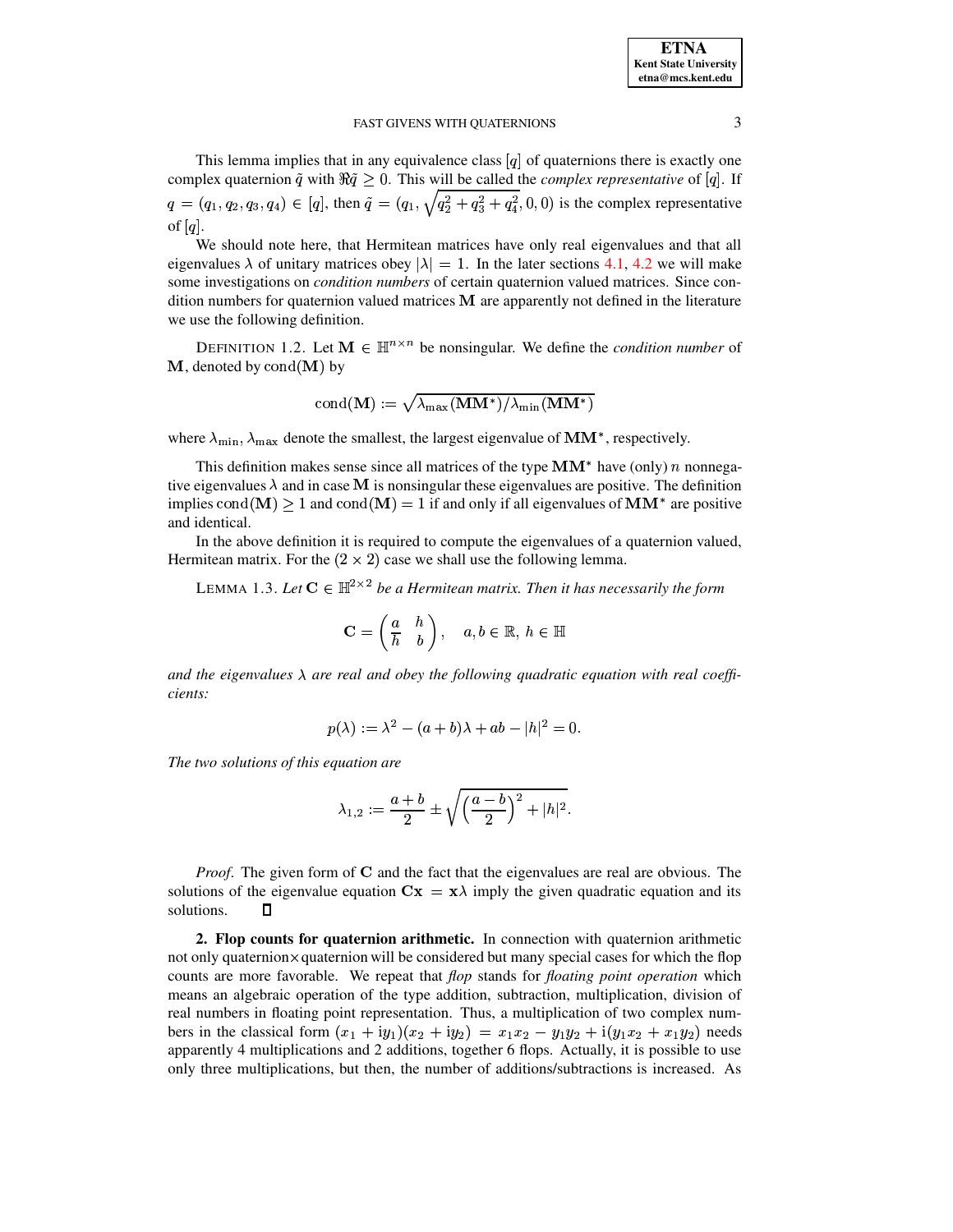This lemma implies that in any equivalence class $[q]$ of quaternions there is exactly one complex quaternion $\tilde{q}$ with $\Re\tilde{q} \geq 0$. This will be called the *complex representative* of $[q]$. If $q = (q_1, q_2, q_3, q_4) \in [q]$, then $\tilde{q} = (q_1, \sqrt{q_2^2 + q_3^2 + q_4^2}, 0, 0)$ is the complex representative of $[q]$.

We should note here, that Hermitean matrices have only real eigenvalues and that all eigenvalues $\lambda$ of unitary matrices obey $|\lambda| = 1$. In the later sections 4.1, 4.2 we will make some investigations on *condition numbers* of certain quaternion valued matrices. Since condition numbers for quaternion valued matrices $\mathbf{M}$ are apparently not defined in the literature we use the following definition.

DEFINITION 1.2. Let $\mathbf{M} \in \mathbb{H}^{n\times n}$ be nonsingular. We define the *condition number* of $\mathbf{M}$, denoted by $\operatorname{cond}(\mathbf{M})$ by

$$\operatorname{cond}(\mathbf{M}) := \sqrt{\lambda_{\max}(\mathbf{M}\mathbf{M}^*)/\lambda_{\min}(\mathbf{M}\mathbf{M}^*)}$$

where $\lambda_{\min}, \lambda_{\max}$ denote the smallest, the largest eigenvalue of $\mathbf{M}\mathbf{M}^*$, respectively.

This definition makes sense since all matrices of the type $\mathbf{M}\mathbf{M}^*$ have (only) $n$ nonnegative eigenvalues $\lambda$ and in case $\mathbf{M}$ is nonsingular these eigenvalues are positive. The definition implies $\operatorname{cond}(\mathbf{M}) \geq 1$ and $\operatorname{cond}(\mathbf{M}) = 1$ if and only if all eigenvalues of $\mathbf{M}\mathbf{M}^*$ are positive and identical.

In the above definition it is required to compute the eigenvalues of a quaternion valued, Hermitean matrix. For the $(2 \times 2)$ case we shall use the following lemma.

LEMMA 1.3. *Let $\mathbf{C} \in \mathbb{H}^{2\times 2}$ be a Hermitean matrix. Then it has necessarily the form*

$$\mathbf{C} = \begin{pmatrix} a & h \\ \overline{h} & b \end{pmatrix}, \quad a, b \in \mathbb{R},\ h \in \mathbb{H}$$

*and the eigenvalues $\lambda$ are real and obey the following quadratic equation with real coefficients:*

$$p(\lambda) := \lambda^2 - (a+b)\lambda + ab - |h|^2 = 0.$$

*The two solutions of this equation are*

$$\lambda_{1,2} := \frac{a+b}{2} \pm \sqrt{\left(\frac{a-b}{2}\right)^2 + |h|^2}.$$

*Proof*. The given form of $\mathbf{C}$ and the fact that the eigenvalues are real are obvious. The solutions of the eigenvalue equation $\mathbf{C}\mathbf{x} = \mathbf{x}\lambda$ imply the given quadratic equation and its solutions. ☐

**2. Flop counts for quaternion arithmetic.** In connection with quaternion arithmetic not only quaternion×quaternion will be considered but many special cases for which the flop counts are more favorable. We repeat that *flop* stands for *floating point operation* which means an algebraic operation of the type addition, subtraction, multiplication, division of real numbers in floating point representation. Thus, a multiplication of two complex numbers in the classical form $(x_1 + \mathrm{i}y_1)(x_2 + \mathrm{i}y_2) = x_1x_2 - y_1y_2 + \mathrm{i}(y_1x_2 + x_1y_2)$ needs apparently 4 multiplications and 2 additions, together 6 flops. Actually, it is possible to use only three multiplications, but then, the number of additions/subtractions is increased. As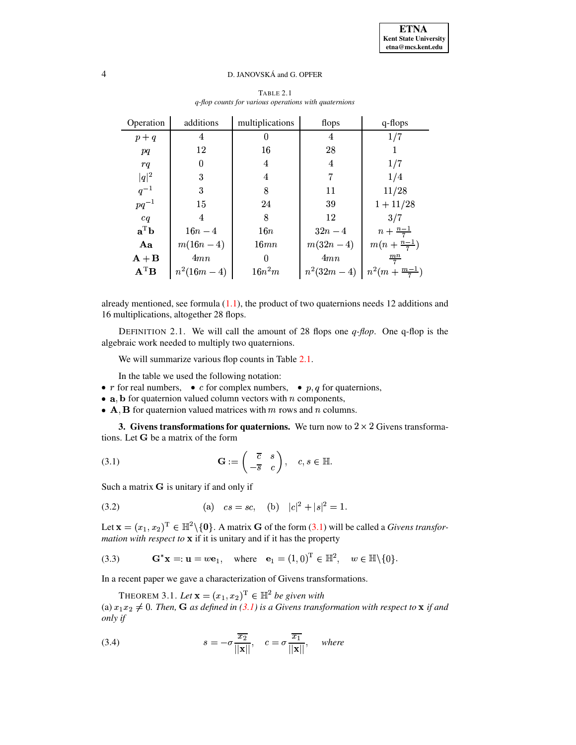TABLE 2.1
*q-flop counts for various operations with quaternions*

| Operation | additions | multiplications | flops | q-flops |
|---|---|---|---|---|
| $p+q$ | $4$ | $0$ | $4$ | $1/7$ |
| $pq$ | $12$ | $16$ | $28$ | $1$ |
| $rq$ | $0$ | $4$ | $4$ | $1/7$ |
| $\|q\|^2$ | $3$ | $4$ | $7$ | $1/4$ |
| $q^{-1}$ | $3$ | $8$ | $11$ | $11/28$ |
| $pq^{-1}$ | $15$ | $24$ | $39$ | $1+11/28$ |
| $cq$ | $4$ | $8$ | $12$ | $3/7$ |
| $\mathbf{a}^{\mathrm{T}}\mathbf{b}$ | $16n-4$ | $16n$ | $32n-4$ | $n+\frac{n-1}{7}$ |
| $\mathbf{A}\mathbf{a}$ | $m(16n-4)$ | $16mn$ | $m(32n-4)$ | $m(n+\frac{n-1}{7})$ |
| $\mathbf{A}+\mathbf{B}$ | $4mn$ | $0$ | $4mn$ | $\frac{mn}{7}$ |
| $\mathbf{A}^{\mathrm{T}}\mathbf{B}$ | $n^2(16m-4)$ | $16n^2m$ | $n^2(32m-4)$ | $n^2(m+\frac{m-1}{7})$ |

already mentioned, see formula (1.1), the product of two quaternions needs 12 additions and 16 multiplications, altogether 28 flops.

DEFINITION 2.1. We will call the amount of 28 flops one *q-flop*. One q-flop is the algebraic work needed to multiply two quaternions.

We will summarize various flop counts in Table 2.1.

In the table we used the following notation:

- $r$ for real numbers, • $c$ for complex numbers, • $p, q$ for quaternions,
- $\mathbf{a}, \mathbf{b}$ for quaternion valued column vectors with $n$ components,
- $\mathbf{A}, \mathbf{B}$ for quaternion valued matrices with $m$ rows and $n$ columns.

## 3. Givens transformations for quaternions.

We turn now to $2 \times 2$ Givens transformations. Let $\mathbf{G}$ be a matrix of the form

$$\mathbf{G} := \begin{pmatrix} \overline{c} & s \\ -\overline{s} & c \end{pmatrix}, \quad c, s \in \mathbb{H}. \tag{3.1}$$

Such a matrix $\mathbf{G}$ is unitary if and only if

$$\text{(a)} \quad cs = sc, \quad \text{(b)} \quad |c|^2 + |s|^2 = 1. \tag{3.2}$$

Let $\mathbf{x} = (x_1, x_2)^{\mathrm{T}} \in \mathbb{H}^2 \backslash \{\mathbf{0}\}$. A matrix $\mathbf{G}$ of the form (3.1) will be called a *Givens transformation with respect to* $\mathbf{x}$ if it is unitary and if it has the property

$$\mathbf{G}^*\mathbf{x} =: \mathbf{u} = w\mathbf{e}_1, \quad \text{where} \quad \mathbf{e}_1 = (1,0)^{\mathrm{T}} \in \mathbb{H}^2, \quad w \in \mathbb{H}\backslash\{0\}. \tag{3.3}$$

In a recent paper we gave a characterization of Givens transformations.

THEOREM 3.1. *Let $\mathbf{x} = (x_1, x_2)^{\mathrm{T}} \in \mathbb{H}^2$ be given with*
(a) $x_1 x_2 \neq 0$. *Then, $\mathbf{G}$ as defined in (3.1) is a Givens transformation with respect to $\mathbf{x}$ if and only if*

$$s = -\sigma\frac{\overline{x_2}}{||\mathbf{x}||}, \quad c = \sigma\frac{\overline{x_1}}{||\mathbf{x}||}, \quad \textit{where} \tag{3.4}$$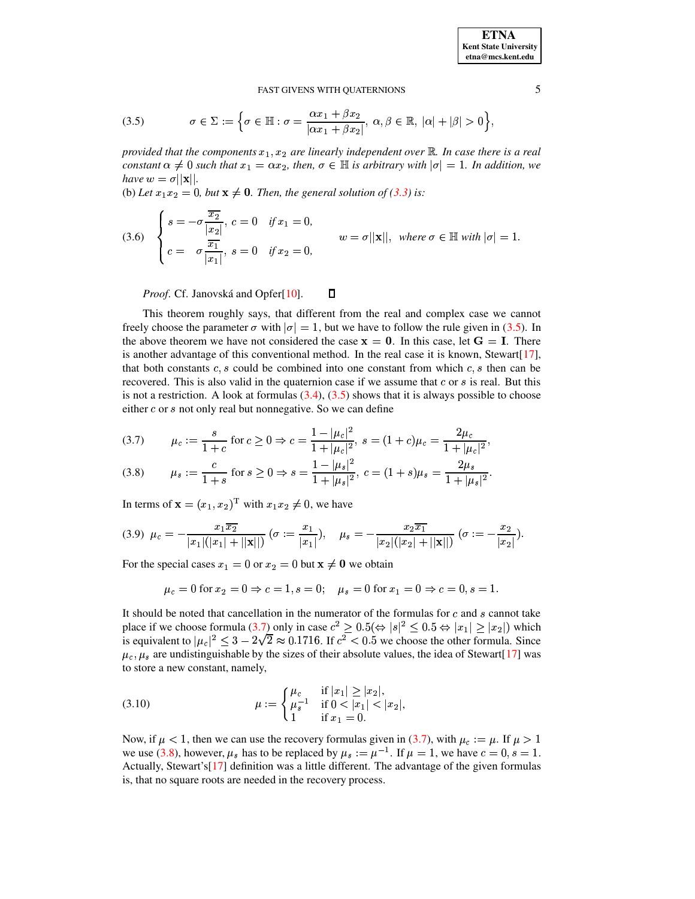$$
\sigma \in \Sigma := \left\{ \sigma \in \mathbb{H} : \sigma = \frac{\alpha x_1 + \beta x_2}{|\alpha x_1 + \beta x_2|},\ \alpha, \beta \in \mathbb{R},\ |\alpha| + |\beta| > 0 \right\}, \tag{3.5}
$$

*provided that the components $x_1, x_2$ are linearly independent over $\mathbb{R}$. In case there is a real constant $\alpha \neq 0$ such that $x_1 = \alpha x_2$, then, $\sigma \in \mathbb{H}$ is arbitrary with $|\sigma| = 1$. In addition, we have $w = \sigma ||\mathbf{x}||$.*

(b) *Let $x_1 x_2 = 0$, but $\mathbf{x} \neq \mathbf{0}$. Then, the general solution of (3.3) is:*

$$
\begin{cases} s = -\sigma \dfrac{\overline{x_2}}{|x_2|},\ c = 0 & \text{if } x_1 = 0, \\ c = \quad \sigma \dfrac{\overline{x_1}}{|x_1|},\ s = 0 & \text{if } x_2 = 0, \end{cases} \qquad w = \sigma ||\mathbf{x}||, \text{ where } \sigma \in \mathbb{H} \text{ with } |\sigma| = 1. \tag{3.6}
$$

*Proof.* Cf. Janovská and Opfer[10]. ∎

This theorem roughly says, that different from the real and complex case we cannot freely choose the parameter $\sigma$ with $|\sigma| = 1$, but we have to follow the rule given in (3.5). In the above theorem we have not considered the case $\mathbf{x} = \mathbf{0}$. In this case, let $\mathbf{G} = \mathbf{I}$. There is another advantage of this conventional method. In the real case it is known, Stewart[17], that both constants $c, s$ could be combined into one constant from which $c, s$ then can be recovered. This is also valid in the quaternion case if we assume that $c$ or $s$ is real. But this is not a restriction. A look at formulas (3.4), (3.5) shows that it is always possible to choose either $c$ or $s$ not only real but nonnegative. So we can define

$$
\mu_c := \frac{s}{1+c} \text{ for } c \geq 0 \Rightarrow c = \frac{1 - |\mu_c|^2}{1 + |\mu_c|^2},\ s = (1+c)\mu_c = \frac{2\mu_c}{1 + |\mu_c|^2}, \tag{3.7}
$$

$$
\mu_s := \frac{c}{1+s} \text{ for } s \geq 0 \Rightarrow s = \frac{1 - |\mu_s|^2}{1 + |\mu_s|^2},\ c = (1+s)\mu_s = \frac{2\mu_s}{1 + |\mu_s|^2}. \tag{3.8}
$$

In terms of $\mathbf{x} = (x_1, x_2)^{\mathrm{T}}$ with $x_1 x_2 \neq 0$, we have

$$
\mu_c = -\frac{x_1 \overline{x_2}}{|x_1|(|x_1| + ||\mathbf{x}||)}\ (\sigma := \frac{x_1}{|x_1|}), \quad \mu_s = -\frac{x_2 \overline{x_1}}{|x_2|(|x_2| + ||\mathbf{x}||)}\ (\sigma := -\frac{x_2}{|x_2|}). \tag{3.9}
$$

For the special cases $x_1 = 0$ or $x_2 = 0$ but $\mathbf{x} \neq \mathbf{0}$ we obtain

$$
\mu_c = 0 \text{ for } x_2 = 0 \Rightarrow c = 1, s = 0; \quad \mu_s = 0 \text{ for } x_1 = 0 \Rightarrow c = 0, s = 1.
$$

It should be noted that cancellation in the numerator of the formulas for $c$ and $s$ cannot take place if we choose formula (3.7) only in case $c^2 \geq 0.5 (\Leftrightarrow |s|^2 \leq 0.5 \Leftrightarrow |x_1| \geq |x_2|)$ which is equivalent to $|\mu_c|^2 \leq 3 - 2\sqrt{2} \approx 0.1716$. If $c^2 < 0.5$ we choose the other formula. Since $\mu_c, \mu_s$ are undistinguishable by the sizes of their absolute values, the idea of Stewart[17] was to store a new constant, namely,

$$
\mu := \begin{cases} \mu_c & \text{if } |x_1| \geq |x_2|, \\ \mu_s^{-1} & \text{if } 0 < |x_1| < |x_2|, \\ 1 & \text{if } x_1 = 0. \end{cases} \tag{3.10}
$$

Now, if $\mu < 1$, then we can use the recovery formulas given in (3.7), with $\mu_c := \mu$. If $\mu > 1$ we use (3.8), however, $\mu_s$ has to be replaced by $\mu_s := \mu^{-1}$. If $\mu = 1$, we have $c = 0, s = 1$. Actually, Stewart's[17] definition was a little different. The advantage of the given formulas is, that no square roots are needed in the recovery process.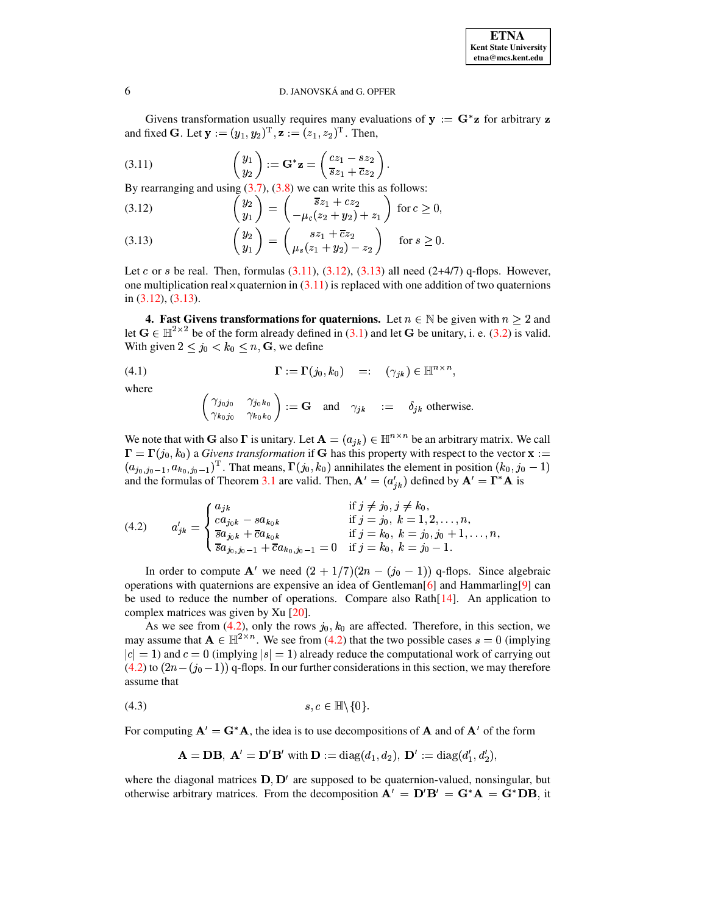Givens transformation usually requires many evaluations of $\mathbf{y} := \mathbf{G}^*\mathbf{z}$ for arbitrary $\mathbf{z}$ and fixed $\mathbf{G}$. Let $\mathbf{y} := (y_1, y_2)^{\mathrm{T}}, \mathbf{z} := (z_1, z_2)^{\mathrm{T}}$. Then,

$$\begin{pmatrix} y_1 \\ y_2 \end{pmatrix} := \mathbf{G}^*\mathbf{z} = \begin{pmatrix} cz_1 - sz_2 \\ \overline{s}z_1 + \overline{c}z_2 \end{pmatrix}. \tag{3.11}$$

By rearranging and using (3.7), (3.8) we can write this as follows:

$$\begin{pmatrix} y_2 \\ y_1 \end{pmatrix} = \begin{pmatrix} \overline{s}z_1 + cz_2 \\ -\mu_c(z_2 + y_2) + z_1 \end{pmatrix} \quad \text{for } c \geq 0, \tag{3.12}$$

$$\begin{pmatrix} y_2 \\ y_1 \end{pmatrix} = \begin{pmatrix} sz_1 + \overline{c}z_2 \\ \mu_s(z_1 + y_2) - z_2 \end{pmatrix} \quad \text{for } s \geq 0. \tag{3.13}$$

Let $c$ or $s$ be real. Then, formulas (3.11), (3.12), (3.13) all need (2+4/7) q-flops. However, one multiplication real$\times$quaternion in (3.11) is replaced with one addition of two quaternions in (3.12), (3.13).

**4. Fast Givens transformations for quaternions.** Let $n \in \mathbb{N}$ be given with $n \geq 2$ and let $\mathbf{G} \in \mathbb{H}^{2\times 2}$ be of the form already defined in (3.1) and let $\mathbf{G}$ be unitary, i. e. (3.2) is valid. With given $2 \leq j_0 < k_0 \leq n$, $\mathbf{G}$, we define

$$\mathbf{\Gamma} := \mathbf{\Gamma}(j_0, k_0) \quad =: \quad (\gamma_{jk}) \in \mathbb{H}^{n\times n}, \tag{4.1}$$

where

$$\begin{pmatrix} \gamma_{j_0 j_0} & \gamma_{j_0 k_0} \\ \gamma_{k_0 j_0} & \gamma_{k_0 k_0} \end{pmatrix} := \mathbf{G} \quad \text{and} \quad \gamma_{jk} \quad := \quad \delta_{jk} \text{ otherwise.}$$

We note that with $\mathbf{G}$ also $\mathbf{\Gamma}$ is unitary. Let $\mathbf{A} = (a_{jk}) \in \mathbb{H}^{n\times n}$ be an arbitrary matrix. We call $\mathbf{\Gamma} = \mathbf{\Gamma}(j_0, k_0)$ a *Givens transformation* if $\mathbf{G}$ has this property with respect to the vector $\mathbf{x} := (a_{j_0, j_0-1}, a_{k_0, j_0-1})^{\mathrm{T}}$. That means, $\mathbf{\Gamma}(j_0, k_0)$ annihilates the element in position $(k_0, j_0 - 1)$ and the formulas of Theorem 3.1 are valid. Then, $\mathbf{A}' = (a'_{jk})$ defined by $\mathbf{A}' = \mathbf{\Gamma}^*\mathbf{A}$ is

$$a'_{jk} = \begin{cases} a_{jk} & \text{if } j \neq j_0, j \neq k_0, \\ ca_{j_0 k} - sa_{k_0 k} & \text{if } j = j_0,\ k = 1, 2, \ldots, n, \\ \overline{s}a_{j_0 k} + \overline{c}a_{k_0 k} & \text{if } j = k_0,\ k = j_0, j_0 + 1, \ldots, n, \\ \overline{s}a_{j_0, j_0-1} + \overline{c}a_{k_0, j_0-1} = 0 & \text{if } j = k_0,\ k = j_0 - 1. \end{cases} \tag{4.2}$$

In order to compute $\mathbf{A}'$ we need $(2 + 1/7)(2n - (j_0 - 1))$ q-flops. Since algebraic operations with quaternions are expensive an idea of Gentleman[6] and Hammarling[9] can be used to reduce the number of operations. Compare also Rath[14]. An application to complex matrices was given by Xu [20].

As we see from (4.2), only the rows $j_0, k_0$ are affected. Therefore, in this section, we may assume that $\mathbf{A} \in \mathbb{H}^{2\times n}$. We see from (4.2) that the two possible cases $s = 0$ (implying $|c| = 1$) and $c = 0$ (implying $|s| = 1$) already reduce the computational work of carrying out (4.2) to $(2n - (j_0 - 1))$ q-flops. In our further considerations in this section, we may therefore assume that

$$s, c \in \mathbb{H}\backslash\{0\}. \tag{4.3}$$

For computing $\mathbf{A}' = \mathbf{G}^*\mathbf{A}$, the idea is to use decompositions of $\mathbf{A}$ and of $\mathbf{A}'$ of the form

$$\mathbf{A} = \mathbf{D}\mathbf{B},\ \mathbf{A}' = \mathbf{D}'\mathbf{B}' \text{ with } \mathbf{D} := \mathrm{diag}(d_1, d_2),\ \mathbf{D}' := \mathrm{diag}(d'_1, d'_2),$$

where the diagonal matrices $\mathbf{D}, \mathbf{D}'$ are supposed to be quaternion-valued, nonsingular, but otherwise arbitrary matrices. From the decomposition $\mathbf{A}' = \mathbf{D}'\mathbf{B}' = \mathbf{G}^*\mathbf{A} = \mathbf{G}^*\mathbf{D}\mathbf{B}$, it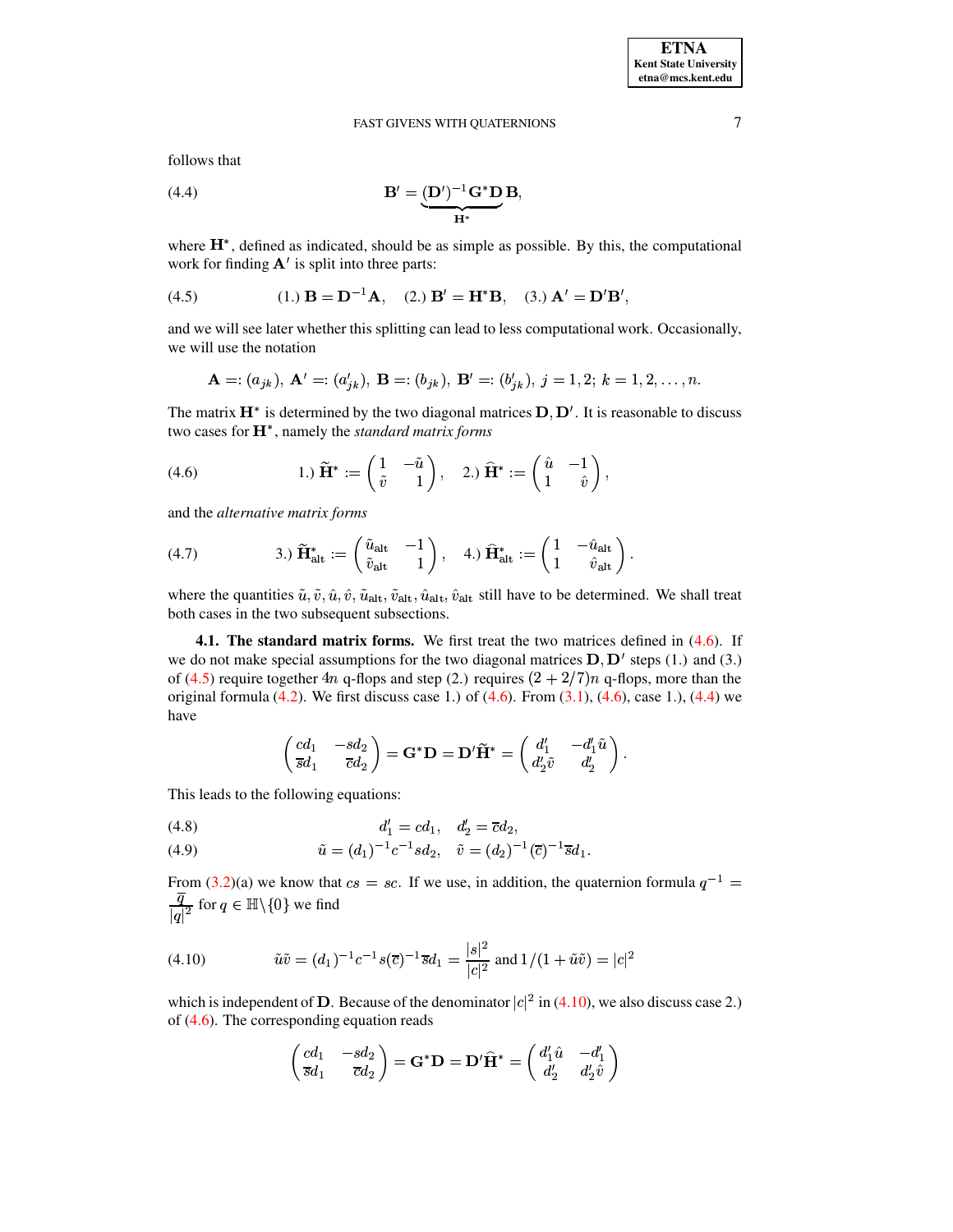follows that

$$\mathbf{B}' = \underbrace{(\mathbf{D}')^{-1}\mathbf{G}^*\mathbf{D}}_{\mathbf{H}^*}\mathbf{B}, \tag{4.4}$$

where $\mathbf{H}^*$, defined as indicated, should be as simple as possible. By this, the computational work for finding $\mathbf{A}'$ is split into three parts:

$$(1.)\ \mathbf{B} = \mathbf{D}^{-1}\mathbf{A}, \quad (2.)\ \mathbf{B}' = \mathbf{H}^*\mathbf{B}, \quad (3.)\ \mathbf{A}' = \mathbf{D}'\mathbf{B}', \tag{4.5}$$

and we will see later whether this splitting can lead to less computational work. Occasionally, we will use the notation

$$\mathbf{A} =: (a_{jk}),\ \mathbf{A}' =: (a'_{jk}),\ \mathbf{B} =: (b_{jk}),\ \mathbf{B}' =: (b'_{jk}),\ j = 1,2;\ k = 1,2,\ldots,n.$$

The matrix $\mathbf{H}^*$ is determined by the two diagonal matrices $\mathbf{D}, \mathbf{D}'$. It is reasonable to discuss two cases for $\mathbf{H}^*$, namely the *standard matrix forms*

$$1.)\ \widetilde{\mathbf{H}}^* := \begin{pmatrix} 1 & -\tilde{u} \\ \tilde{v} & 1 \end{pmatrix}, \quad 2.)\ \widehat{\mathbf{H}}^* := \begin{pmatrix} \hat{u} & -1 \\ 1 & \hat{v} \end{pmatrix}, \tag{4.6}$$

and the *alternative matrix forms*

$$3.)\ \widetilde{\mathbf{H}}^*_{\text{alt}} := \begin{pmatrix} \tilde{u}_{\text{alt}} & -1 \\ \tilde{v}_{\text{alt}} & 1 \end{pmatrix}, \quad 4.)\ \widehat{\mathbf{H}}^*_{\text{alt}} := \begin{pmatrix} 1 & -\hat{u}_{\text{alt}} \\ 1 & \hat{v}_{\text{alt}} \end{pmatrix}. \tag{4.7}$$

where the quantities $\tilde{u}, \tilde{v}, \hat{u}, \hat{v}, \tilde{u}_{\text{alt}}, \tilde{v}_{\text{alt}}, \hat{u}_{\text{alt}}, \hat{v}_{\text{alt}}$ still have to be determined. We shall treat both cases in the two subsequent subsections.

**4.1. The standard matrix forms.** We first treat the two matrices defined in (4.6). If we do not make special assumptions for the two diagonal matrices $\mathbf{D}, \mathbf{D}'$ steps (1.) and (3.) of (4.5) require together $4n$ q-flops and step (2.) requires $(2 + 2/7)n$ q-flops, more than the original formula (4.2). We first discuss case 1.) of (4.6). From (3.1), (4.6), case 1.), (4.4) we have

$$\begin{pmatrix} cd_1 & -sd_2 \\ \overline{s}d_1 & \overline{c}d_2 \end{pmatrix} = \mathbf{G}^*\mathbf{D} = \mathbf{D}'\widetilde{\mathbf{H}}^* = \begin{pmatrix} d'_1 & -d'_1\tilde{u} \\ d'_2\tilde{v} & d'_2 \end{pmatrix}.$$

This leads to the following equations:

$$d'_1 = cd_1, \quad d'_2 = \overline{c}d_2, \tag{4.8}$$

$$\tilde{u} = (d_1)^{-1}c^{-1}sd_2, \quad \tilde{v} = (d_2)^{-1}(\overline{c})^{-1}\overline{s}d_1. \tag{4.9}$$

From (3.2)(a) we know that $cs = sc$. If we use, in addition, the quaternion formula $q^{-1} = \dfrac{\overline{q}}{|q|^2}$ for $q \in \mathbb{H}\backslash\{0\}$ we find

$$\tilde{u}\tilde{v} = (d_1)^{-1}c^{-1}s(\overline{c})^{-1}\overline{s}d_1 = \frac{|s|^2}{|c|^2} \text{ and } 1/(1 + \tilde{u}\tilde{v}) = |c|^2 \tag{4.10}$$

which is independent of $\mathbf{D}$. Because of the denominator $|c|^2$ in (4.10), we also discuss case 2.) of (4.6). The corresponding equation reads

$$\begin{pmatrix} cd_1 & -sd_2 \\ \overline{s}d_1 & \overline{c}d_2 \end{pmatrix} = \mathbf{G}^*\mathbf{D} = \mathbf{D}'\widehat{\mathbf{H}}^* = \begin{pmatrix} d'_1\hat{u} & -d'_1 \\ d'_2 & d'_2\hat{v} \end{pmatrix}$$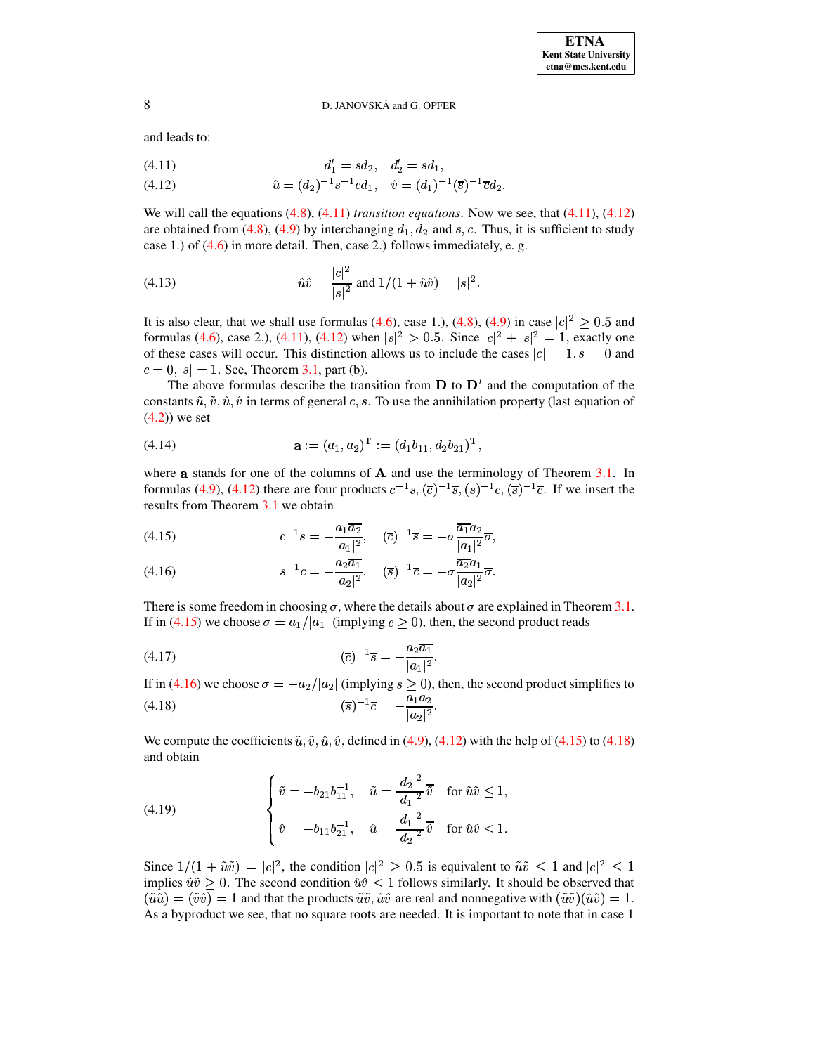and leads to:

$$d_1' = s d_2, \quad d_2' = \overline{s} d_1, \tag{4.11}$$

$$\hat{u} = (d_2)^{-1} s^{-1} c d_1, \quad \hat{v} = (d_1)^{-1} (\overline{s})^{-1} \overline{c} d_2. \tag{4.12}$$

We will call the equations (4.8), (4.11) *transition equations*. Now we see, that (4.11), (4.12) are obtained from (4.8), (4.9) by interchanging $d_1, d_2$ and $s, c$. Thus, it is sufficient to study case 1.) of (4.6) in more detail. Then, case 2.) follows immediately, e. g.

$$\hat{u}\hat{v} = \frac{|c|^2}{|s|^2} \text{ and } 1/(1 + \hat{u}\hat{v}) = |s|^2. \tag{4.13}$$

It is also clear, that we shall use formulas (4.6), case 1.), (4.8), (4.9) in case $|c|^2 \geq 0.5$ and formulas (4.6), case 2.), (4.11), (4.12) when $|s|^2 > 0.5$. Since $|c|^2 + |s|^2 = 1$, exactly one of these cases will occur. This distinction allows us to include the cases $|c| = 1, s = 0$ and $c = 0, |s| = 1$. See, Theorem 3.1, part (b).

The above formulas describe the transition from $\mathbf{D}$ to $\mathbf{D}'$ and the computation of the constants $\tilde{u}, \tilde{v}, \hat{u}, \hat{v}$ in terms of general $c, s$. To use the annihilation property (last equation of (4.2)) we set

$$\mathbf{a} := (a_1, a_2)^{\mathrm{T}} := (d_1 b_{11}, d_2 b_{21})^{\mathrm{T}}, \tag{4.14}$$

where $\mathbf{a}$ stands for one of the columns of $\mathbf{A}$ and use the terminology of Theorem 3.1. In formulas (4.9), (4.12) there are four products $c^{-1}s, (\overline{c})^{-1}\overline{s}, (s)^{-1}c, (\overline{s})^{-1}\overline{c}$. If we insert the results from Theorem 3.1 we obtain

$$c^{-1}s = -\frac{a_1 \overline{a_2}}{|a_1|^2}, \quad (\overline{c})^{-1}\overline{s} = -\sigma \frac{\overline{a_1} a_2}{|a_1|^2} \overline{\sigma}, \tag{4.15}$$

$$s^{-1}c = -\frac{a_2 \overline{a_1}}{|a_2|^2}, \quad (\overline{s})^{-1}\overline{c} = -\sigma \frac{\overline{a_2} a_1}{|a_2|^2} \overline{\sigma}. \tag{4.16}$$

There is some freedom in choosing $\sigma$, where the details about $\sigma$ are explained in Theorem 3.1. If in (4.15) we choose $\sigma = a_1/|a_1|$ (implying $c \geq 0$), then, the second product reads

$$(\overline{c})^{-1}\overline{s} = -\frac{a_2 \overline{a_1}}{|a_1|^2}. \tag{4.17}$$

If in (4.16) we choose $\sigma = -a_2/|a_2|$ (implying $s \geq 0$), then, the second product simplifies to

$$(\overline{s})^{-1}\overline{c} = -\frac{a_1 \overline{a_2}}{|a_2|^2}. \tag{4.18}$$

We compute the coefficients $\tilde{u}, \tilde{v}, \hat{u}, \hat{v}$, defined in (4.9), (4.12) with the help of (4.15) to (4.18) and obtain

$$\begin{cases} \tilde{v} = -b_{21} b_{11}^{-1}, \quad \tilde{u} = \dfrac{|d_2|^2}{|d_1|^2} \overline{\tilde{v}} \quad \text{for } \tilde{u}\tilde{v} \leq 1, \\[2ex] \hat{v} = -b_{11} b_{21}^{-1}, \quad \hat{u} = \dfrac{|d_1|^2}{|d_2|^2} \overline{\hat{v}} \quad \text{for } \hat{u}\hat{v} < 1. \end{cases} \tag{4.19}$$

Since $1/(1 + \tilde{u}\tilde{v}) = |c|^2$, the condition $|c|^2 \geq 0.5$ is equivalent to $\tilde{u}\tilde{v} \leq 1$ and $|c|^2 \leq 1$ implies $\tilde{u}\tilde{v} \geq 0$. The second condition $\hat{u}\hat{v} < 1$ follows similarly. It should be observed that $(\tilde{u}\hat{u}) = (\tilde{v}\hat{v}) = 1$ and that the products $\tilde{u}\tilde{v}, \hat{u}\hat{v}$ are real and nonnegative with $(\tilde{u}\tilde{v})(\hat{u}\hat{v}) = 1$. As a byproduct we see, that no square roots are needed. It is important to note that in case 1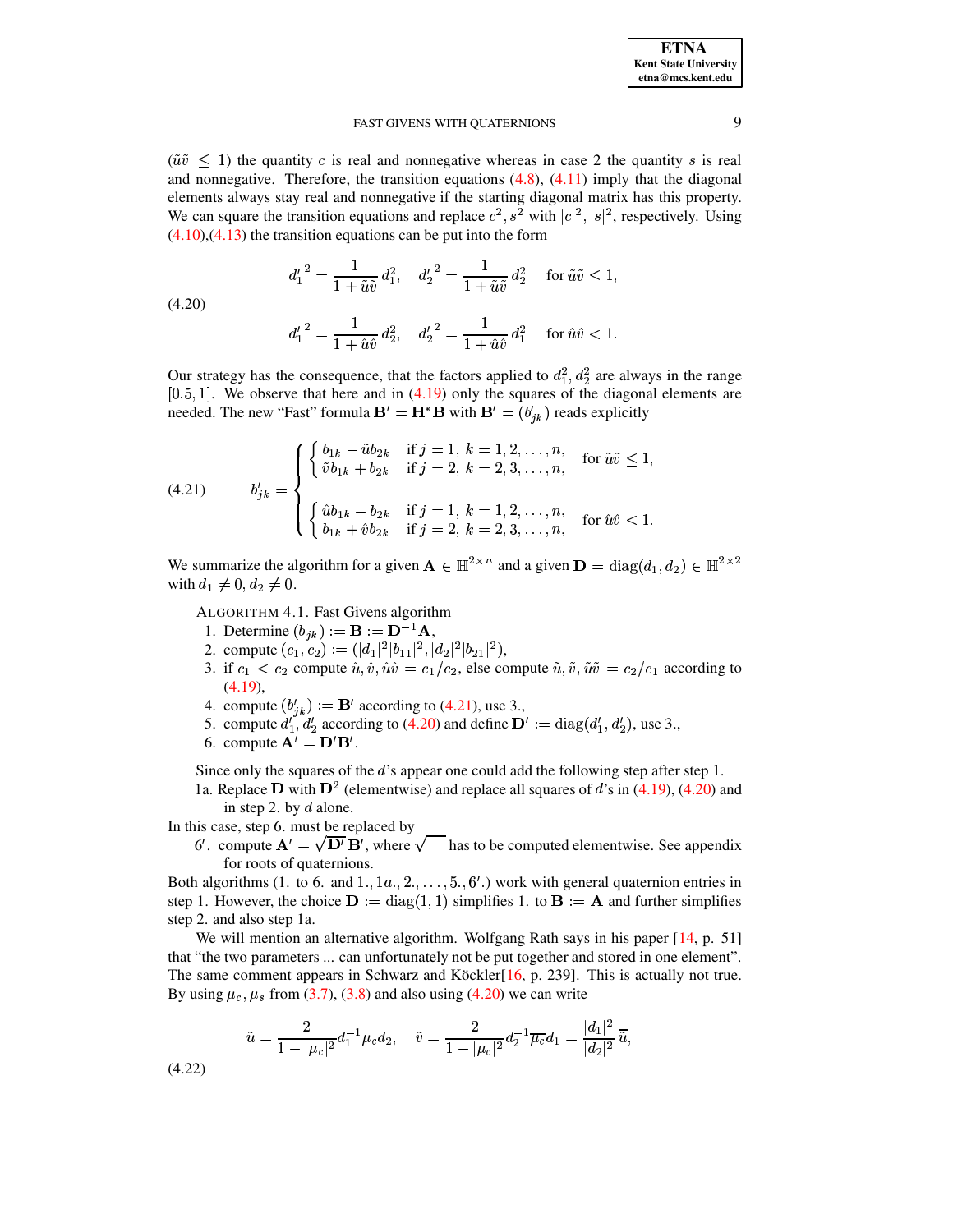($\tilde{u}\tilde{v} \leq 1$) the quantity $c$ is real and nonnegative whereas in case 2 the quantity $s$ is real and nonnegative. Therefore, the transition equations (4.8), (4.11) imply that the diagonal elements always stay real and nonnegative if the starting diagonal matrix has this property. We can square the transition equations and replace $c^2, s^2$ with $|c|^2, |s|^2$, respectively. Using (4.10),(4.13) the transition equations can be put into the form

$$
\begin{aligned}
{d_1'}^2 &= \frac{1}{1+\tilde{u}\tilde{v}}\, d_1^2, \quad {d_2'}^2 = \frac{1}{1+\tilde{u}\tilde{v}}\, d_2^2 \quad \text{for } \tilde{u}\tilde{v} \leq 1, \\
{d_1'}^2 &= \frac{1}{1+\hat{u}\hat{v}}\, d_2^2, \quad {d_2'}^2 = \frac{1}{1+\hat{u}\hat{v}}\, d_1^2 \quad \text{for } \hat{u}\hat{v} < 1.
\end{aligned}
\tag{4.20}
$$

Our strategy has the consequence, that the factors applied to $d_1^2, d_2^2$ are always in the range $[0.5, 1]$. We observe that here and in (4.19) only the squares of the diagonal elements are needed. The new "Fast" formula $\mathbf{B}' = \mathbf{H}^*\mathbf{B}$ with $\mathbf{B}' = (b'_{jk})$ reads explicitly

$$
b'_{jk} = \begin{cases}
\begin{cases} b_{1k} - \tilde{u} b_{2k} & \text{if } j=1,\ k=1,2,\ldots,n, \\ \tilde{v} b_{1k} + b_{2k} & \text{if } j=2,\ k=2,3,\ldots,n, \end{cases} & \text{for } \tilde{u}\tilde{v} \leq 1, \\[2ex]
\begin{cases} \hat{u} b_{1k} - b_{2k} & \text{if } j=1,\ k=1,2,\ldots,n, \\ b_{1k} + \hat{v} b_{2k} & \text{if } j=2,\ k=2,3,\ldots,n, \end{cases} & \text{for } \hat{u}\hat{v} < 1.
\end{cases}
\tag{4.21}
$$

We summarize the algorithm for a given $\mathbf{A} \in \mathbb{H}^{2\times n}$ and a given $\mathbf{D} = \operatorname{diag}(d_1, d_2) \in \mathbb{H}^{2\times 2}$ with $d_1 \neq 0, d_2 \neq 0$.

ALGORITHM 4.1. Fast Givens algorithm

1. Determine $(b_{jk}) := \mathbf{B} := \mathbf{D}^{-1}\mathbf{A}$,
2. compute $(c_1, c_2) := (|d_1|^2|b_{11}|^2, |d_2|^2|b_{21}|^2)$,
3. if $c_1 < c_2$ compute $\hat{u}, \hat{v}, \hat{u}\hat{v} = c_1/c_2$, else compute $\tilde{u}, \tilde{v}, \tilde{u}\tilde{v} = c_2/c_1$ according to (4.19),
4. compute $(b'_{jk}) := \mathbf{B}'$ according to (4.21), use 3.,
5. compute $d'_1, d'_2$ according to (4.20) and define $\mathbf{D}' := \operatorname{diag}(d'_1, d'_2)$, use 3.,
6. compute $\mathbf{A}' = \mathbf{D}'\mathbf{B}'$.

Since only the squares of the $d$'s appear one could add the following step after step 1.

1a. Replace $\mathbf{D}$ with $\mathbf{D}^2$ (elementwise) and replace all squares of $d$'s in (4.19), (4.20) and in step 2. by $d$ alone.

In this case, step 6. must be replaced by

6′. compute $\mathbf{A}' = \sqrt{\mathbf{D}'}\,\mathbf{B}'$, where $\sqrt{\phantom{x}}$ has to be computed elementwise. See appendix for roots of quaternions.

Both algorithms (1. to 6. and 1., 1a., 2., ..., 5., 6′.) work with general quaternion entries in step 1. However, the choice $\mathbf{D} := \operatorname{diag}(1, 1)$ simplifies 1. to $\mathbf{B} := \mathbf{A}$ and further simplifies step 2. and also step 1a.

We will mention an alternative algorithm. Wolfgang Rath says in his paper [14, p. 51] that "the two parameters ... can unfortunately not be put together and stored in one element". The same comment appears in Schwarz and Köckler[16, p. 239]. This is actually not true. By using $\mu_c, \mu_s$ from (3.7), (3.8) and also using (4.20) we can write

$$
\tilde{u} = \frac{2}{1-|\mu_c|^2} d_1^{-1} \mu_c d_2, \quad \tilde{v} = \frac{2}{1-|\mu_c|^2} d_2^{-1} \overline{\mu_c} d_1 = \frac{|d_1|^2}{|d_2|^2}\,\overline{\tilde{u}},
\tag{4.22}
$$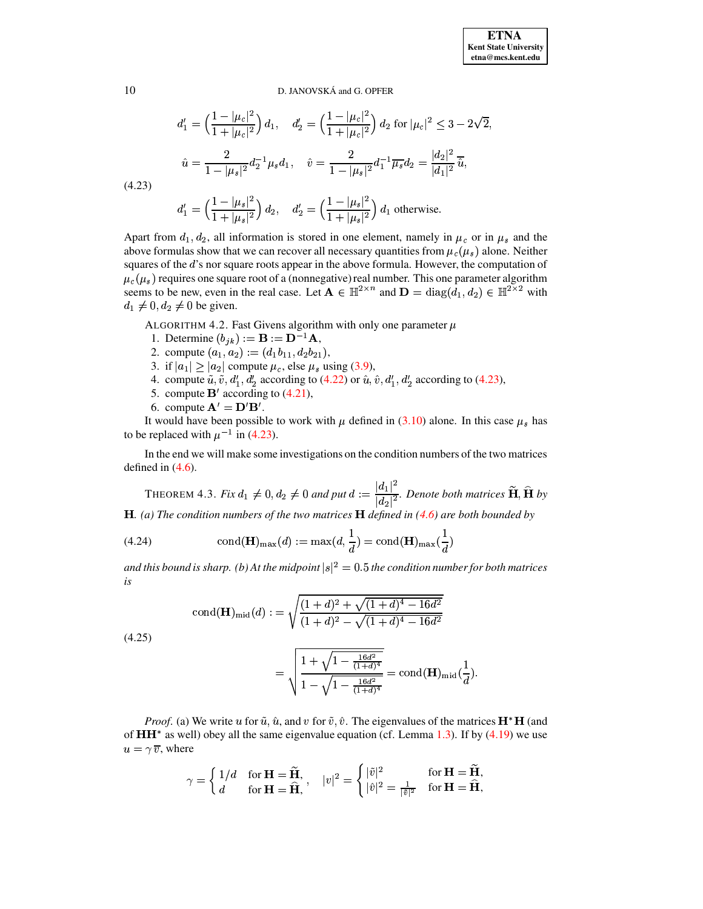$$d_1' = \left(\frac{1-|\mu_c|^2}{1+|\mu_c|^2}\right) d_1, \quad d_2' = \left(\frac{1-|\mu_c|^2}{1+|\mu_c|^2}\right) d_2 \text{ for } |\mu_c|^2 \leq 3-2\sqrt{2},$$

$$\hat{u} = \frac{2}{1-|\mu_s|^2} d_2^{-1}\mu_s d_1, \quad \hat{v} = \frac{2}{1-|\mu_s|^2} d_1^{-1}\overline{\mu_s} d_2 = \frac{|d_2|^2}{|d_1|^2}\,\overline{\hat{u}},$$

(4.23)

$$d_1' = \left(\frac{1-|\mu_s|^2}{1+|\mu_s|^2}\right) d_2, \quad d_2' = \left(\frac{1-|\mu_s|^2}{1+|\mu_s|^2}\right) d_1 \text{ otherwise.}$$

Apart from $d_1, d_2$, all information is stored in one element, namely in $\mu_c$ or in $\mu_s$ and the above formulas show that we can recover all necessary quantities from $\mu_c(\mu_s)$ alone. Neither squares of the $d$'s nor square roots appear in the above formula. However, the computation of $\mu_c(\mu_s)$ requires one square root of a (nonnegative) real number. This one parameter algorithm seems to be new, even in the real case. Let $\mathbf{A} \in \mathbb{H}^{2\times n}$ and $\mathbf{D} = \mathrm{diag}(d_1, d_2) \in \mathbb{H}^{2\times 2}$ with $d_1 \neq 0, d_2 \neq 0$ be given.

ALGORITHM 4.2. Fast Givens algorithm with only one parameter $\mu$

1. Determine $(b_{jk}) := \mathbf{B} := \mathbf{D}^{-1}\mathbf{A}$,
2. compute $(a_1, a_2) := (d_1 b_{11}, d_2 b_{21})$,
3. if $|a_1| \geq |a_2|$ compute $\mu_c$, else $\mu_s$ using (3.9),
4. compute $\tilde{u}, \tilde{v}, d_1', d_2'$ according to (4.22) or $\hat{u}, \hat{v}, d_1', d_2'$ according to (4.23),
5. compute $\mathbf{B}'$ according to (4.21),
6. compute $\mathbf{A}' = \mathbf{D}'\mathbf{B}'$.

It would have been possible to work with $\mu$ defined in (3.10) alone. In this case $\mu_s$ has to be replaced with $\mu^{-1}$ in (4.23).

In the end we will make some investigations on the condition numbers of the two matrices defined in (4.6).

THEOREM 4.3. *Fix $d_1 \neq 0, d_2 \neq 0$ and put $d := \dfrac{|d_1|^2}{|d_2|^2}$. Denote both matrices $\widetilde{\mathbf{H}}, \widehat{\mathbf{H}}$ by $\mathbf{H}$. (a) The condition numbers of the two matrices $\mathbf{H}$ defined in (4.6) are both bounded by*

$$\mathrm{cond}(\mathbf{H})_{\max}(d) := \max\left(d, \frac{1}{d}\right) = \mathrm{cond}(\mathbf{H})_{\max}\left(\frac{1}{d}\right) \tag{4.24}$$

*and this bound is sharp. (b) At the midpoint $|s|^2 = 0.5$ the condition number for both matrices is*

$$\mathrm{cond}(\mathbf{H})_{\mathrm{mid}}(d) := \sqrt{\frac{(1+d)^2 + \sqrt{(1+d)^4 - 16d^2}}{(1+d)^2 - \sqrt{(1+d)^4 - 16d^2}}}$$

(4.25)

$$= \sqrt{\frac{1+\sqrt{1-\frac{16d^2}{(1+d)^4}}}{1-\sqrt{1-\frac{16d^2}{(1+d)^4}}}} = \mathrm{cond}(\mathbf{H})_{\mathrm{mid}}\left(\frac{1}{d}\right).$$

*Proof.* (a) We write $u$ for $\tilde{u}, \hat{u}$, and $v$ for $\tilde{v}, \hat{v}$. The eigenvalues of the matrices $\mathbf{H}^*\mathbf{H}$ (and of $\mathbf{H}\mathbf{H}^*$ as well) obey all the same eigenvalue equation (cf. Lemma 1.3). If by (4.19) we use $u = \gamma\,\overline{v}$, where

$$\gamma = \begin{cases} 1/d & \text{for } \mathbf{H} = \widetilde{\mathbf{H}}, \\ d & \text{for } \mathbf{H} = \widehat{\mathbf{H}}, \end{cases} \quad |v|^2 = \begin{cases} |\tilde{v}|^2 & \text{for } \mathbf{H} = \widetilde{\mathbf{H}}, \\ |\hat{v}|^2 = \frac{1}{|\tilde{v}|^2} & \text{for } \mathbf{H} = \widehat{\mathbf{H}}, \end{cases}$$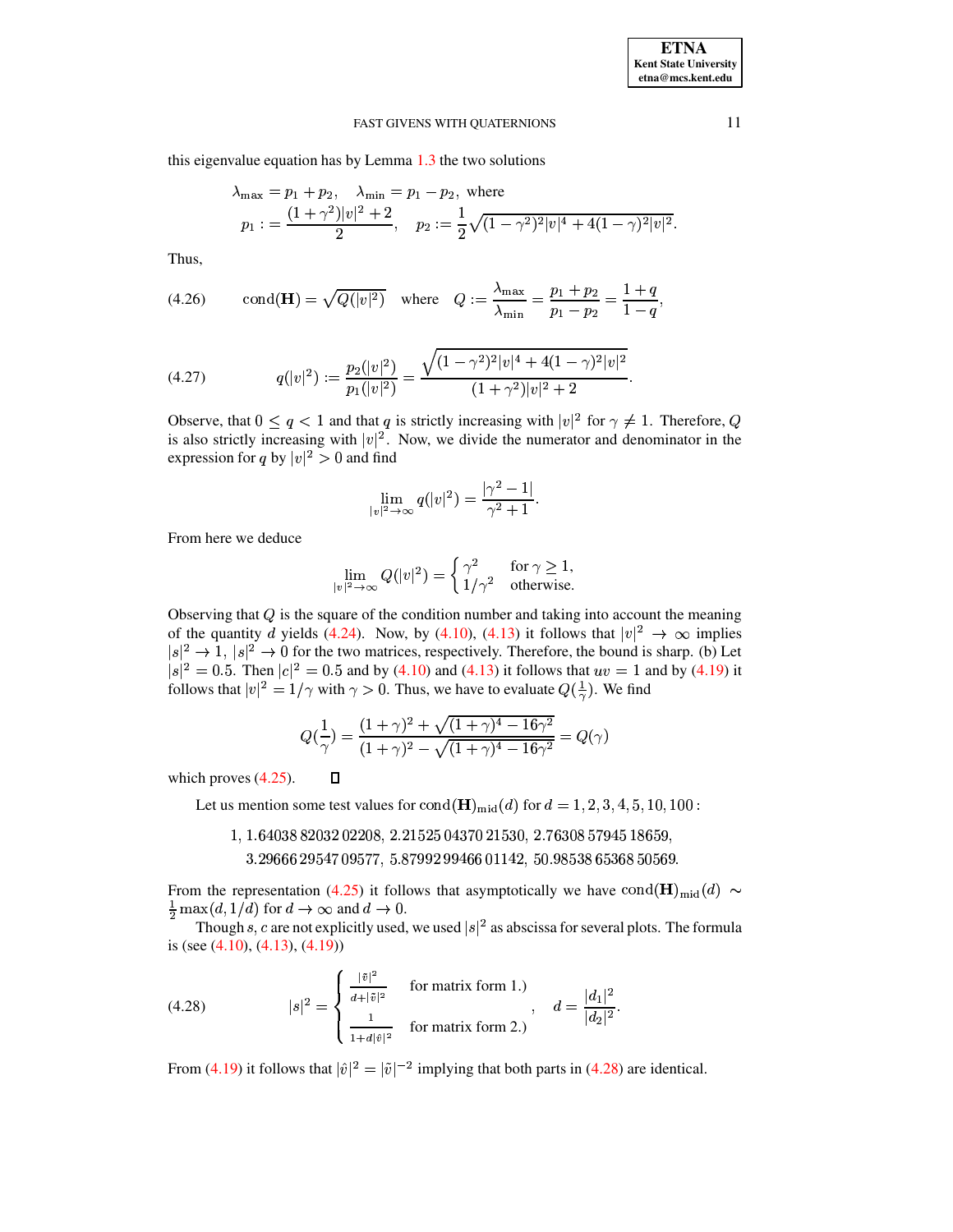this eigenvalue equation has by Lemma 1.3 the two solutions

$$\lambda_{\max} = p_1 + p_2, \quad \lambda_{\min} = p_1 - p_2, \text{ where}$$
$$p_1 := \frac{(1+\gamma^2)|v|^2 + 2}{2}, \quad p_2 := \frac{1}{2}\sqrt{(1-\gamma^2)^2|v|^4 + 4(1-\gamma)^2|v|^2}.$$

Thus,

$$\text{cond}(\mathbf{H}) = \sqrt{Q(|v|^2)} \quad \text{where} \quad Q := \frac{\lambda_{\max}}{\lambda_{\min}} = \frac{p_1+p_2}{p_1-p_2} = \frac{1+q}{1-q}, \tag{4.26}$$

$$q(|v|^2) := \frac{p_2(|v|^2)}{p_1(|v|^2)} = \frac{\sqrt{(1-\gamma^2)^2|v|^4 + 4(1-\gamma)^2|v|^2}}{(1+\gamma^2)|v|^2 + 2}. \tag{4.27}$$

Observe, that $0 \le q < 1$ and that $q$ is strictly increasing with $|v|^2$ for $\gamma \ne 1$. Therefore, $Q$ is also strictly increasing with $|v|^2$. Now, we divide the numerator and denominator in the expression for $q$ by $|v|^2 > 0$ and find

$$\lim_{|v|^2 \to \infty} q(|v|^2) = \frac{|\gamma^2 - 1|}{\gamma^2 + 1}.$$

From here we deduce

$$\lim_{|v|^2 \to \infty} Q(|v|^2) = \begin{cases} \gamma^2 & \text{for } \gamma \ge 1, \\ 1/\gamma^2 & \text{otherwise.} \end{cases}$$

Observing that $Q$ is the square of the condition number and taking into account the meaning of the quantity $d$ yields (4.24). Now, by (4.10), (4.13) it follows that $|v|^2 \to \infty$ implies $|s|^2 \to 1$, $|s|^2 \to 0$ for the two matrices, respectively. Therefore, the bound is sharp. (b) Let $|s|^2 = 0.5$. Then $|c|^2 = 0.5$ and by (4.10) and (4.13) it follows that $uv = 1$ and by (4.19) it follows that $|v|^2 = 1/\gamma$ with $\gamma > 0$. Thus, we have to evaluate $Q(\frac{1}{\gamma})$. We find

$$Q(\frac{1}{\gamma}) = \frac{(1+\gamma)^2 + \sqrt{(1+\gamma)^4 - 16\gamma^2}}{(1+\gamma)^2 - \sqrt{(1+\gamma)^4 - 16\gamma^2}} = Q(\gamma)$$

which proves (4.25). ◻

Let us mention some test values for $\text{cond}(\mathbf{H})_{\text{mid}}(d)$ for $d = 1, 2, 3, 4, 5, 10, 100$:

$$1,\ 1.64038\,82032\,02208,\ 2.21525\,04370\,21530,\ 2.76308\,57945\,18659,$$
$$3.29666\,29547\,09577,\ 5.87992\,99466\,01142,\ 50.98538\,65368\,50569.$$

From the representation (4.25) it follows that asymptotically we have $\text{cond}(\mathbf{H})_{\text{mid}}(d) \sim \frac{1}{2}\max(d, 1/d)$ for $d \to \infty$ and $d \to 0$.

Though $s, c$ are not explicitly used, we used $|s|^2$ as abscissa for several plots. The formula is (see (4.10), (4.13), (4.19))

$$|s|^2 = \begin{cases} \frac{|\tilde{v}|^2}{d+|\tilde{v}|^2} & \text{for matrix form 1.)} \\ \frac{1}{1+d|\hat{v}|^2} & \text{for matrix form 2.)} \end{cases}, \quad d = \frac{|d_1|^2}{|d_2|^2}. \tag{4.28}$$

From (4.19) it follows that $|\hat{v}|^2 = |\tilde{v}|^{-2}$ implying that both parts in (4.28) are identical.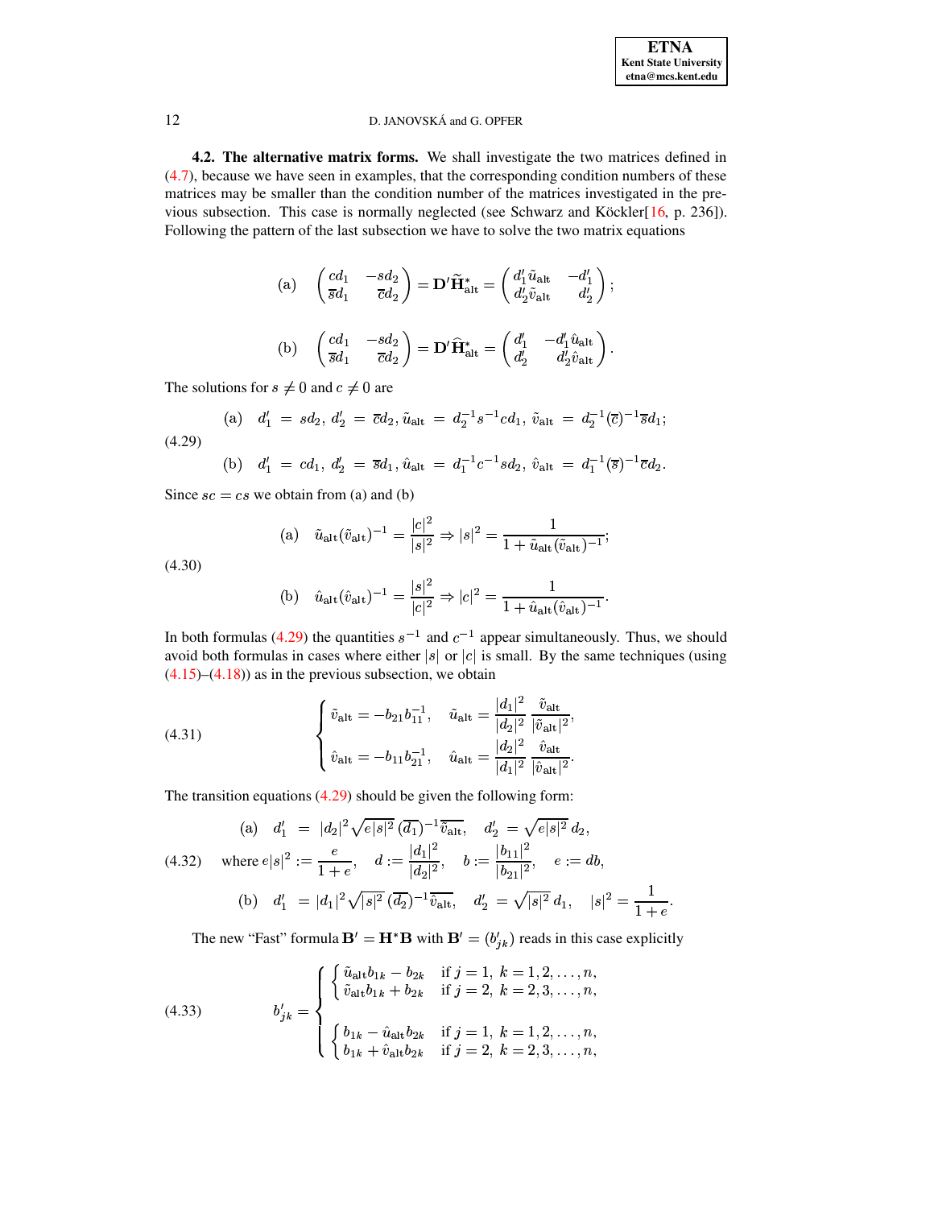**4.2. The alternative matrix forms.** We shall investigate the two matrices defined in (4.7), because we have seen in examples, that the corresponding condition numbers of these matrices may be smaller than the condition number of the matrices investigated in the previous subsection. This case is normally neglected (see Schwarz and Köckler[16, p. 236]). Following the pattern of the last subsection we have to solve the two matrix equations

$$
\text{(a)} \quad \begin{pmatrix} cd_1 & -sd_2 \\ \overline{s}d_1 & \overline{c}d_2 \end{pmatrix} = \mathbf{D}'\widetilde{\mathbf{H}}^*_{\text{alt}} = \begin{pmatrix} d'_1\tilde{u}_{\text{alt}} & -d'_1 \\ d'_2\tilde{v}_{\text{alt}} & d'_2 \end{pmatrix};
$$

$$
\text{(b)} \quad \begin{pmatrix} cd_1 & -sd_2 \\ \overline{s}d_1 & \overline{c}d_2 \end{pmatrix} = \mathbf{D}'\widehat{\mathbf{H}}^*_{\text{alt}} = \begin{pmatrix} d'_1 & -d'_1\hat{u}_{\text{alt}} \\ d'_2 & d'_2\hat{v}_{\text{alt}} \end{pmatrix}.
$$

The solutions for $s \neq 0$ and $c \neq 0$ are

$$
\text{(4.29)} \quad
\begin{aligned}
&\text{(a)} \quad d'_1 = sd_2,\ d'_2 = \overline{c}d_2,\ \tilde{u}_{\text{alt}} = d_2^{-1}s^{-1}cd_1,\ \tilde{v}_{\text{alt}} = d_2^{-1}(\overline{c})^{-1}\overline{s}d_1; \\
&\text{(b)} \quad d'_1 = cd_1,\ d'_2 = \overline{s}d_1,\ \hat{u}_{\text{alt}} = d_1^{-1}c^{-1}sd_2,\ \hat{v}_{\text{alt}} = d_1^{-1}(\overline{s})^{-1}\overline{c}d_2.
\end{aligned}
$$

Since $sc = cs$ we obtain from (a) and (b)

$$
\text{(4.30)} \quad
\begin{aligned}
&\text{(a)} \quad \tilde{u}_{\text{alt}}(\tilde{v}_{\text{alt}})^{-1} = \frac{|c|^2}{|s|^2} \Rightarrow |s|^2 = \frac{1}{1+\tilde{u}_{\text{alt}}(\tilde{v}_{\text{alt}})^{-1}}; \\
&\text{(b)} \quad \hat{u}_{\text{alt}}(\hat{v}_{\text{alt}})^{-1} = \frac{|s|^2}{|c|^2} \Rightarrow |c|^2 = \frac{1}{1+\hat{u}_{\text{alt}}(\hat{v}_{\text{alt}})^{-1}}.
\end{aligned}
$$

In both formulas (4.29) the quantities $s^{-1}$ and $c^{-1}$ appear simultaneously. Thus, we should avoid both formulas in cases where either $|s|$ or $|c|$ is small. By the same techniques (using (4.15)–(4.18)) as in the previous subsection, we obtain

$$
\text{(4.31)} \quad
\begin{cases}
\tilde{v}_{\text{alt}} = -b_{21}b_{11}^{-1}, \quad \tilde{u}_{\text{alt}} = \dfrac{|d_1|^2}{|d_2|^2}\,\dfrac{\tilde{v}_{\text{alt}}}{|\tilde{v}_{\text{alt}}|^2}, \\[2ex]
\hat{v}_{\text{alt}} = -b_{11}b_{21}^{-1}, \quad \hat{u}_{\text{alt}} = \dfrac{|d_2|^2}{|d_1|^2}\,\dfrac{\hat{v}_{\text{alt}}}{|\hat{v}_{\text{alt}}|^2}.
\end{cases}
$$

The transition equations (4.29) should be given the following form:

$$
\text{(4.32)} \quad
\begin{aligned}
&\text{(a)} \quad d'_1 = |d_2|^2\sqrt{e|s|^2}\,(\overline{d_1})^{-1}\overline{\tilde{v}_{\text{alt}}}, \quad d'_2 = \sqrt{e|s|^2}\,d_2, \\
&\text{where } e|s|^2 := \frac{e}{1+e}, \quad d := \frac{|d_1|^2}{|d_2|^2}, \quad b := \frac{|b_{11}|^2}{|b_{21}|^2}, \quad e := db, \\
&\text{(b)} \quad d'_1 = |d_1|^2\sqrt{|s|^2}\,(\overline{d_2})^{-1}\overline{\hat{v}_{\text{alt}}}, \quad d'_2 = \sqrt{|s|^2}\,d_1, \quad |s|^2 = \frac{1}{1+e}.
\end{aligned}
$$

The new "Fast" formula $\mathbf{B}' = \mathbf{H}^*\mathbf{B}$ with $\mathbf{B}' = (b'_{jk})$ reads in this case explicitly

$$
\text{(4.33)} \quad
b'_{jk} =
\begin{cases}
\begin{cases}
\tilde{u}_{\text{alt}}b_{1k} - b_{2k} & \text{if } j = 1,\ k = 1, 2, \ldots, n, \\
\tilde{v}_{\text{alt}}b_{1k} + b_{2k} & \text{if } j = 2,\ k = 2, 3, \ldots, n,
\end{cases} \\[3ex]
\begin{cases}
b_{1k} - \hat{u}_{\text{alt}}b_{2k} & \text{if } j = 1,\ k = 1, 2, \ldots, n, \\
b_{1k} + \hat{v}_{\text{alt}}b_{2k} & \text{if } j = 2,\ k = 2, 3, \ldots, n,
\end{cases}
\end{cases}
$$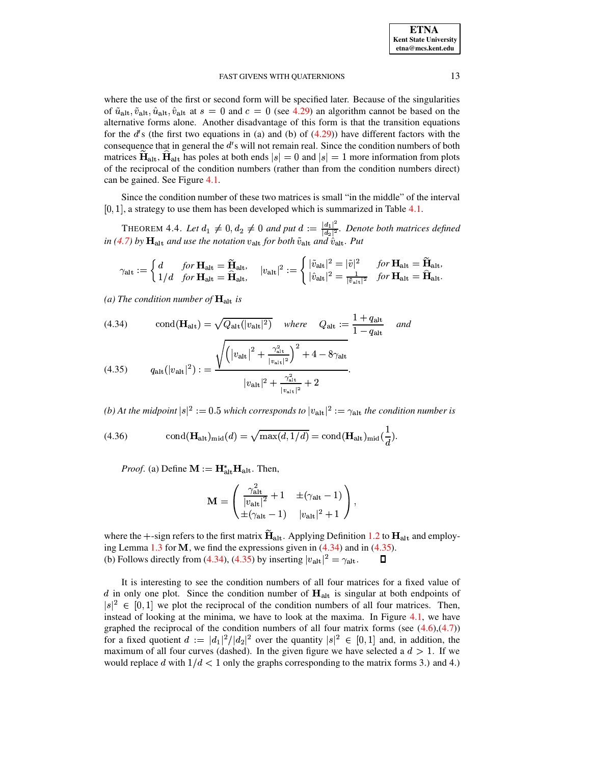where the use of the first or second form will be specified later. Because of the singularities of $\tilde{u}_{\rm alt}, \tilde{v}_{\rm alt}, \hat{u}_{\rm alt}, \hat{v}_{\rm alt}$ at $s = 0$ and $c = 0$ (see 4.29) an algorithm cannot be based on the alternative forms alone. Another disadvantage of this form is that the transition equations for the $d'$s (the first two equations in (a) and (b) of (4.29)) have different factors with the consequence that in general the $d'$s will not remain real. Since the condition numbers of both matrices $\widetilde{\mathbf{H}}_{\rm alt}, \widehat{\mathbf{H}}_{\rm alt}$ has poles at both ends $|s| = 0$ and $|s| = 1$ more information from plots of the reciprocal of the condition numbers (rather than from the condition numbers direct) can be gained. See Figure 4.1.

Since the condition number of these two matrices is small "in the middle" of the interval $[0, 1]$, a strategy to use them has been developed which is summarized in Table 4.1.

THEOREM 4.4. *Let $d_1 \neq 0, d_2 \neq 0$ and put $d := \frac{|d_1|^2}{|d_2|^2}$. Denote both matrices defined in (4.7) by $\mathbf{H}_{\rm alt}$ and use the notation $v_{\rm alt}$ for both $\tilde{v}_{\rm alt}$ and $\hat{v}_{\rm alt}$. Put*

$$\gamma_{\rm alt} := \begin{cases} d & \text{for } \mathbf{H}_{\rm alt} = \widetilde{\mathbf{H}}_{\rm alt}, \\ 1/d & \text{for } \mathbf{H}_{\rm alt} = \widehat{\mathbf{H}}_{\rm alt}, \end{cases} \qquad |v_{\rm alt}|^2 := \begin{cases} |\tilde{v}_{\rm alt}|^2 = |\tilde{v}|^2 & \text{for } \mathbf{H}_{\rm alt} = \widetilde{\mathbf{H}}_{\rm alt}, \\ |\hat{v}_{\rm alt}|^2 = \frac{1}{|\tilde{v}_{\rm alt}|^2} & \text{for } \mathbf{H}_{\rm alt} = \widehat{\mathbf{H}}_{\rm alt}. \end{cases}$$

*(a) The condition number of $\mathbf{H}_{\rm alt}$ is*

$$\text{(4.34)} \qquad \operatorname{cond}(\mathbf{H}_{\rm alt}) = \sqrt{Q_{\rm alt}(|v_{\rm alt}|^2)} \quad \textit{where} \quad Q_{\rm alt} := \frac{1 + q_{\rm alt}}{1 - q_{\rm alt}} \quad \textit{and}$$

$$\text{(4.35)} \qquad q_{\rm alt}(|v_{\rm alt}|^2) := \frac{\sqrt{\left(|v_{\rm alt}|^2 + \frac{\gamma_{\rm alt}^2}{|v_{\rm alt}|^2}\right)^2 + 4 - 8\gamma_{\rm alt}}}{|v_{\rm alt}|^2 + \frac{\gamma_{\rm alt}^2}{|v_{\rm alt}|^2} + 2}.$$

*(b) At the midpoint $|s|^2 := 0.5$ which corresponds to $|v_{\rm alt}|^2 := \gamma_{\rm alt}$ the condition number is*

$$\text{(4.36)} \qquad \operatorname{cond}(\mathbf{H}_{\rm alt})_{\rm mid}(d) = \sqrt{\max(d, 1/d)} = \operatorname{cond}(\mathbf{H}_{\rm alt})_{\rm mid}(\frac{1}{d}).$$

*Proof.* (a) Define $\mathbf{M} := \mathbf{H}_{\rm alt}^* \mathbf{H}_{\rm alt}$. Then,

$$\mathbf{M} = \begin{pmatrix} \frac{\gamma_{\rm alt}^2}{|v_{\rm alt}|^2} + 1 & \pm(\gamma_{\rm alt} - 1) \\ \pm(\gamma_{\rm alt} - 1) & |v_{\rm alt}|^2 + 1 \end{pmatrix},$$

where the $+$-sign refers to the first matrix $\widetilde{\mathbf{H}}_{\rm alt}$. Applying Definition 1.2 to $\mathbf{H}_{\rm alt}$ and employing Lemma 1.3 for $\mathbf{M}$, we find the expressions given in (4.34) and in (4.35).
(b) Follows directly from (4.34), (4.35) by inserting $|v_{\rm alt}|^2 = \gamma_{\rm alt}$. ◻

It is interesting to see the condition numbers of all four matrices for a fixed value of $d$ in only one plot. Since the condition number of $\mathbf{H}_{\rm alt}$ is singular at both endpoints of $|s|^2 \in [0, 1]$ we plot the reciprocal of the condition numbers of all four matrices. Then, instead of looking at the minima, we have to look at the maxima. In Figure 4.1, we have graphed the reciprocal of the condition numbers of all four matrix forms (see (4.6),(4.7)) for a fixed quotient $d := |d_1|^2/|d_2|^2$ over the quantity $|s|^2 \in [0, 1]$ and, in addition, the maximum of all four curves (dashed). In the given figure we have selected a $d > 1$. If we would replace $d$ with $1/d < 1$ only the graphs corresponding to the matrix forms 3.) and 4.)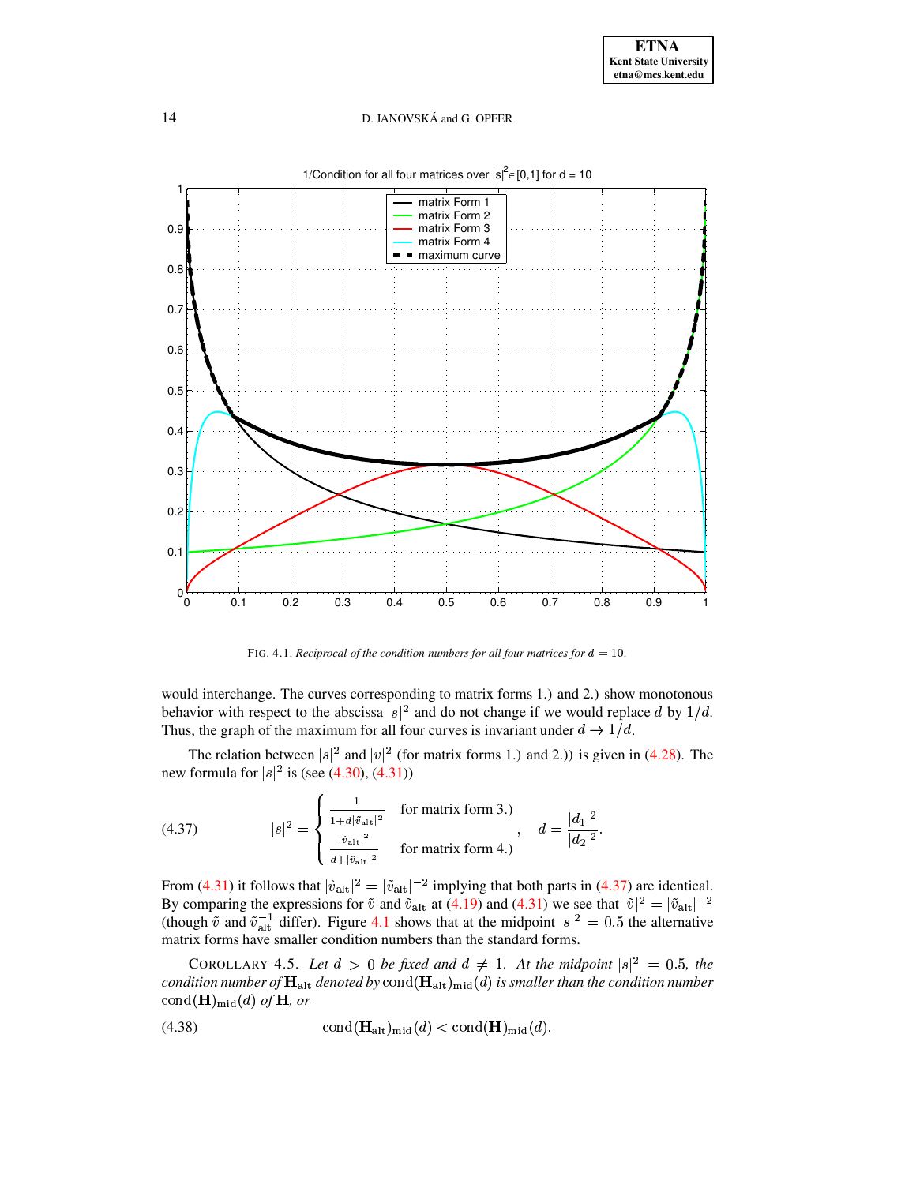FIG. 4.1. *Reciprocal of the condition numbers for all four matrices for $d = 10$.*

would interchange. The curves corresponding to matrix forms 1.) and 2.) show monotonous behavior with respect to the abscissa $|s|^2$ and do not change if we would replace $d$ by $1/d$. Thus, the graph of the maximum for all four curves is invariant under $d \to 1/d$.

The relation between $|s|^2$ and $|v|^2$ (for matrix forms 1.) and 2.)) is given in (4.28). The new formula for $|s|^2$ is (see (4.30), (4.31))

$$
|s|^2 = \begin{cases} \frac{1}{1+d|\tilde{v}_{\text{alt}}|^2} & \text{for matrix form 3.)} \\ \frac{|\hat{v}_{\text{alt}}|^2}{d+|\hat{v}_{\text{alt}}|^2} & \text{for matrix form 4.)} \end{cases}, \quad d = \frac{|d_1|^2}{|d_2|^2}. \tag{4.37}
$$

From (4.31) it follows that $|\hat{v}_{\text{alt}}|^2 = |\tilde{v}_{\text{alt}}|^{-2}$ implying that both parts in (4.37) are identical. By comparing the expressions for $\tilde{v}$ and $\tilde{v}_{\text{alt}}$ at (4.19) and (4.31) we see that $|\tilde{v}|^2 = |\tilde{v}_{\text{alt}}|^{-2}$ (though $\tilde{v}$ and $\tilde{v}_{\text{alt}}^{-1}$ differ). Figure 4.1 shows that at the midpoint $|s|^2 = 0.5$ the alternative matrix forms have smaller condition numbers than the standard forms.

COROLLARY 4.5. *Let $d > 0$ be fixed and $d \neq 1$. At the midpoint $|s|^2 = 0.5$, the condition number of $\mathbf{H}_{\text{alt}}$ denoted by $\text{cond}(\mathbf{H}_{\text{alt}})_{\text{mid}}(d)$ is smaller than the condition number $\text{cond}(\mathbf{H})_{\text{mid}}(d)$ of $\mathbf{H}$, or*

$$
\text{cond}(\mathbf{H}_{\text{alt}})_{\text{mid}}(d) < \text{cond}(\mathbf{H})_{\text{mid}}(d). \tag{4.38}
$$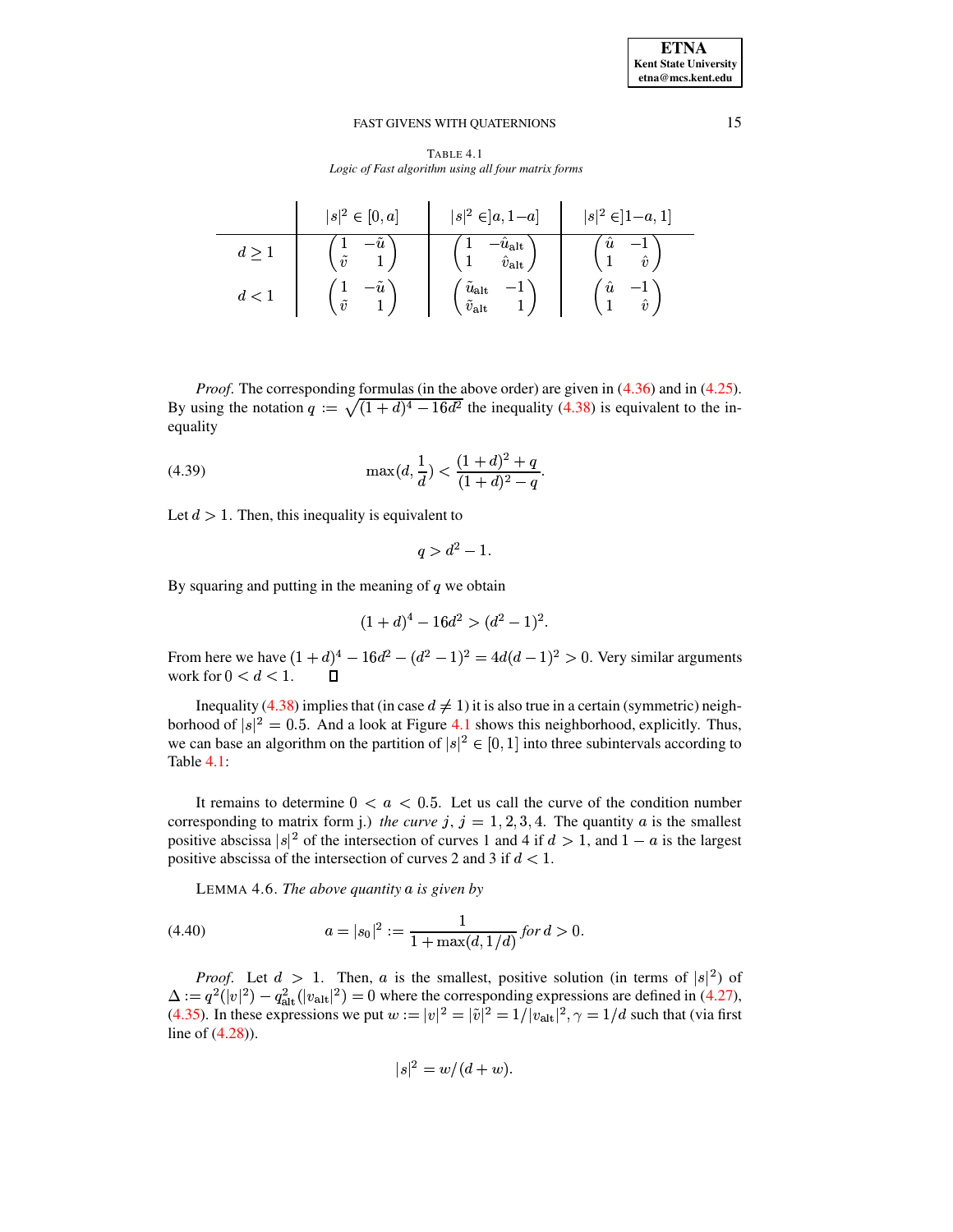TABLE 4.1
*Logic of Fast algorithm using all four matrix forms*

| | $\lvert s\rvert^2 \in [0, a]$ | $\lvert s\rvert^2 \in ]a, 1-a]$ | $\lvert s\rvert^2 \in ]1-a, 1]$ |
|---|---|---|---|
| $d \geq 1$ | $\begin{pmatrix} 1 & -\tilde{u} \\ \tilde{v} & 1 \end{pmatrix}$ | $\begin{pmatrix} 1 & -\hat{u}_{\text{alt}} \\ 1 & \hat{v}_{\text{alt}} \end{pmatrix}$ | $\begin{pmatrix} \hat{u} & -1 \\ 1 & \hat{v} \end{pmatrix}$ |
| $d < 1$ | $\begin{pmatrix} 1 & -\tilde{u} \\ \tilde{v} & 1 \end{pmatrix}$ | $\begin{pmatrix} \tilde{u}_{\text{alt}} & -1 \\ \tilde{v}_{\text{alt}} & 1 \end{pmatrix}$ | $\begin{pmatrix} \hat{u} & -1 \\ 1 & \hat{v} \end{pmatrix}$ |

*Proof*. The corresponding formulas (in the above order) are given in (4.36) and in (4.25). By using the notation $q := \sqrt{(1+d)^4 - 16d^2}$ the inequality (4.38) is equivalent to the inequality

$$\max(d, \frac{1}{d}) < \frac{(1+d)^2 + q}{(1+d)^2 - q}. \tag{4.39}$$

Let $d > 1$. Then, this inequality is equivalent to

$$q > d^2 - 1.$$

By squaring and putting in the meaning of $q$ we obtain

$$(1+d)^4 - 16d^2 > (d^2 - 1)^2.$$

From here we have $(1+d)^4 - 16d^2 - (d^2-1)^2 = 4d(d-1)^2 > 0$. Very similar arguments work for $0 < d < 1$. □

Inequality (4.38) implies that (in case $d \neq 1$) it is also true in a certain (symmetric) neighborhood of $|s|^2 = 0.5$. And a look at Figure 4.1 shows this neighborhood, explicitly. Thus, we can base an algorithm on the partition of $|s|^2 \in [0, 1]$ into three subintervals according to Table 4.1:

It remains to determine $0 < a < 0.5$. Let us call the curve of the condition number corresponding to matrix form j.) *the curve* $j$, $j = 1, 2, 3, 4$. The quantity $a$ is the smallest positive abscissa $|s|^2$ of the intersection of curves 1 and 4 if $d > 1$, and $1 - a$ is the largest positive abscissa of the intersection of curves 2 and 3 if $d < 1$.

LEMMA 4.6. *The above quantity* $a$ *is given by*

$$a = |s_0|^2 := \frac{1}{1 + \max(d, 1/d)} \text{ for } d > 0. \tag{4.40}$$

*Proof*. Let $d > 1$. Then, $a$ is the smallest, positive solution (in terms of $|s|^2$) of $\Delta := q^2(|v|^2) - q_{\text{alt}}^2(|v_{\text{alt}}|^2) = 0$ where the corresponding expressions are defined in (4.27), (4.35). In these expressions we put $w := |v|^2 = |\tilde{v}|^2 = 1/|v_{\text{alt}}|^2, \gamma = 1/d$ such that (via first line of (4.28)).

$$|s|^2 = w/(d + w).$$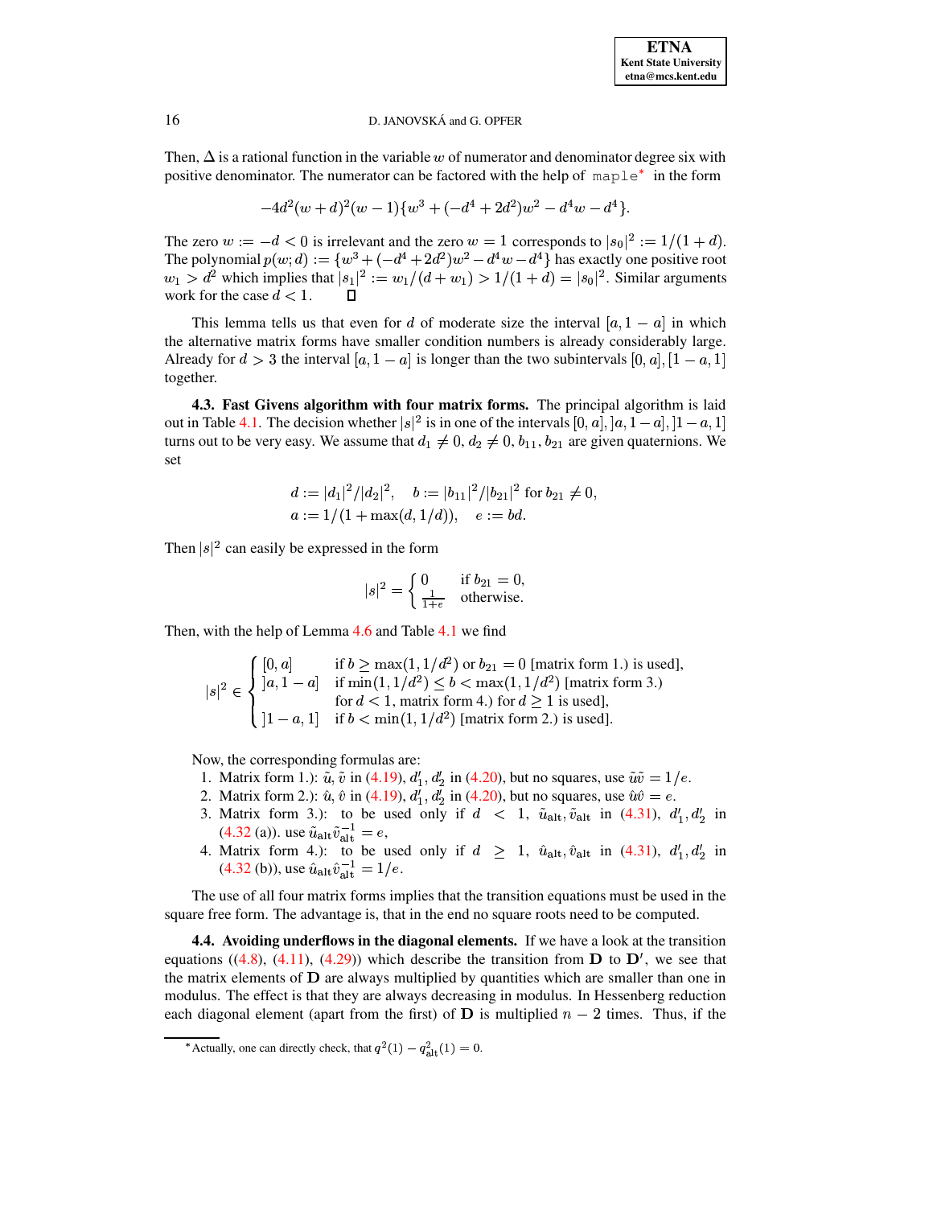Then, $\Delta$ is a rational function in the variable $w$ of numerator and denominator degree six with positive denominator. The numerator can be factored with the help of `maple`* in the form

$$-4d^2(w+d)^2(w-1)\{w^3+(-d^4+2d^2)w^2-d^4w-d^4\}.$$

The zero $w := -d < 0$ is irrelevant and the zero $w = 1$ corresponds to $|s_0|^2 := 1/(1+d)$. The polynomial $p(w;d) := \{w^3+(-d^4+2d^2)w^2-d^4w-d^4\}$ has exactly one positive root $w_1 > d^2$ which implies that $|s_1|^2 := w_1/(d+w_1) > 1/(1+d) = |s_0|^2$. Similar arguments work for the case $d < 1$. $\square$

This lemma tells us that even for $d$ of moderate size the interval $[a, 1-a]$ in which the alternative matrix forms have smaller condition numbers is already considerably large. Already for $d > 3$ the interval $[a, 1-a]$ is longer than the two subintervals $[0,a], [1-a,1]$ together.

**4.3. Fast Givens algorithm with four matrix forms.** The principal algorithm is laid out in Table 4.1. The decision whether $|s|^2$ is in one of the intervals $[0,a], ]a,1-a], ]1-a,1]$ turns out to be very easy. We assume that $d_1 \neq 0, d_2 \neq 0, b_{11}, b_{21}$ are given quaternions. We set

$$d := |d_1|^2/|d_2|^2, \quad b := |b_{11}|^2/|b_{21}|^2 \text{ for } b_{21} \neq 0,$$
$$a := 1/(1+\max(d, 1/d)), \quad e := bd.$$

Then $|s|^2$ can easily be expressed in the form

$$|s|^2 = \begin{cases} 0 & \text{if } b_{21} = 0, \\ \frac{1}{1+e} & \text{otherwise.} \end{cases}$$

Then, with the help of Lemma 4.6 and Table 4.1 we find

$$|s|^2 \in \begin{cases} [0,a] & \text{if } b \geq \max(1, 1/d^2) \text{ or } b_{21} = 0 \text{ [matrix form 1.) is used]}, \\ ]a, 1-a] & \text{if } \min(1, 1/d^2) \leq b < \max(1, 1/d^2) \text{ [matrix form 3.)} \\ & \text{for } d < 1 \text{, matrix form 4.) for } d \geq 1 \text{ is used]}, \\ ]1-a, 1] & \text{if } b < \min(1, 1/d^2) \text{ [matrix form 2.) is used]}. \end{cases}$$

Now, the corresponding formulas are:

1. Matrix form 1.): $\tilde{u}, \tilde{v}$ in (4.19), $d_1', d_2'$ in (4.20), but no squares, use $\tilde{u}\tilde{v} = 1/e$.
2. Matrix form 2.): $\hat{u}, \hat{v}$ in (4.19), $d_1', d_2'$ in (4.20), but no squares, use $\hat{u}\hat{v} = e$.
3. Matrix form 3.): to be used only if $d < 1$, $\tilde{u}_{\text{alt}}, \tilde{v}_{\text{alt}}$ in (4.31), $d_1', d_2'$ in (4.32 (a)). use $\tilde{u}_{\text{alt}}\tilde{v}_{\text{alt}}^{-1} = e$,
4. Matrix form 4.): to be used only if $d \geq 1$, $\hat{u}_{\text{alt}}, \hat{v}_{\text{alt}}$ in (4.31), $d_1', d_2'$ in (4.32 (b)), use $\hat{u}_{\text{alt}}\hat{v}_{\text{alt}}^{-1} = 1/e$.

The use of all four matrix forms implies that the transition equations must be used in the square free form. The advantage is, that in the end no square roots need to be computed.

**4.4. Avoiding underflows in the diagonal elements.** If we have a look at the transition equations ((4.8), (4.11), (4.29)) which describe the transition from $\mathbf{D}$ to $\mathbf{D}'$, we see that the matrix elements of $\mathbf{D}$ are always multiplied by quantities which are smaller than one in modulus. The effect is that they are always decreasing in modulus. In Hessenberg reduction each diagonal element (apart from the first) of $\mathbf{D}$ is multiplied $n-2$ times. Thus, if the

*Actually, one can directly check, that $q^2(1) - q_{\text{alt}}^2(1) = 0$.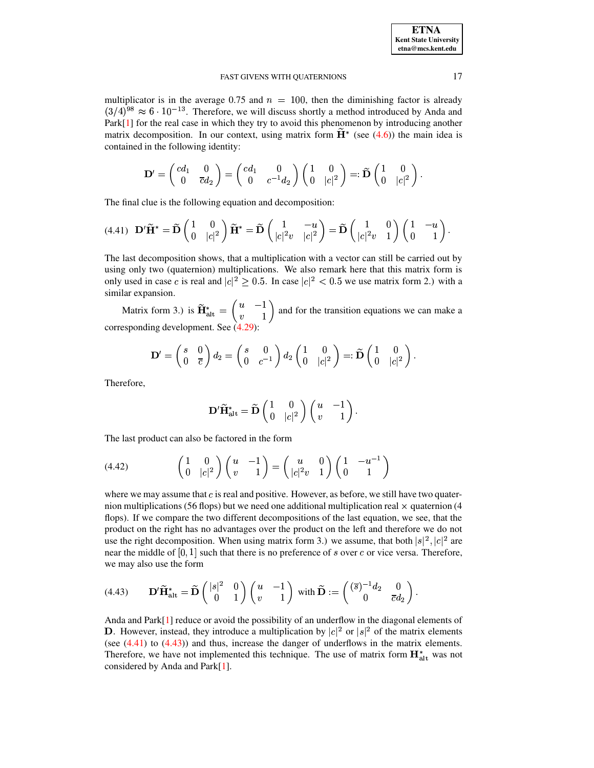multiplicator is in the average 0.75 and $n = 100$, then the diminishing factor is already $(3/4)^{98} \approx 6 \cdot 10^{-13}$. Therefore, we will discuss shortly a method introduced by Anda and Park[1] for the real case in which they try to avoid this phenomenon by introducing another matrix decomposition. In our context, using matrix form $\widetilde{\mathbf{H}}^*$ (see (4.6)) the main idea is contained in the following identity:

$$\mathbf{D}' = \begin{pmatrix} cd_1 & 0 \\ 0 & \overline{c}d_2 \end{pmatrix} = \begin{pmatrix} cd_1 & 0 \\ 0 & c^{-1}d_2 \end{pmatrix} \begin{pmatrix} 1 & 0 \\ 0 & |c|^2 \end{pmatrix} =: \widetilde{\mathbf{D}} \begin{pmatrix} 1 & 0 \\ 0 & |c|^2 \end{pmatrix}.$$

The final clue is the following equation and decomposition:

$$\mathbf{D}'\widetilde{\mathbf{H}}^* = \widetilde{\mathbf{D}} \begin{pmatrix} 1 & 0 \\ 0 & |c|^2 \end{pmatrix} \widetilde{\mathbf{H}}^* = \widetilde{\mathbf{D}} \begin{pmatrix} 1 & -u \\ |c|^2 v & |c|^2 \end{pmatrix} = \widetilde{\mathbf{D}} \begin{pmatrix} 1 & 0 \\ |c|^2 v & 1 \end{pmatrix} \begin{pmatrix} 1 & -u \\ 0 & 1 \end{pmatrix}. \tag{4.41}$$

The last decomposition shows, that a multiplication with a vector can still be carried out by using only two (quaternion) multiplications. We also remark here that this matrix form is only used in case $c$ is real and $|c|^2 \geq 0.5$. In case $|c|^2 < 0.5$ we use matrix form 2.) with a similar expansion.

Matrix form 3.) is $\widetilde{\mathbf{H}}^*_{\text{alt}} = \begin{pmatrix} u & -1 \\ v & 1 \end{pmatrix}$ and for the transition equations we can make a corresponding development. See (4.29):

$$\mathbf{D}' = \begin{pmatrix} s & 0 \\ 0 & \overline{c} \end{pmatrix} d_2 = \begin{pmatrix} s & 0 \\ 0 & c^{-1} \end{pmatrix} d_2 \begin{pmatrix} 1 & 0 \\ 0 & |c|^2 \end{pmatrix} =: \widetilde{\mathbf{D}} \begin{pmatrix} 1 & 0 \\ 0 & |c|^2 \end{pmatrix}.$$

Therefore,

$$\mathbf{D}'\widetilde{\mathbf{H}}^*_{\text{alt}} = \widetilde{\mathbf{D}} \begin{pmatrix} 1 & 0 \\ 0 & |c|^2 \end{pmatrix} \begin{pmatrix} u & -1 \\ v & 1 \end{pmatrix}.$$

The last product can also be factored in the form

$$\begin{pmatrix} 1 & 0 \\ 0 & |c|^2 \end{pmatrix} \begin{pmatrix} u & -1 \\ v & 1 \end{pmatrix} = \begin{pmatrix} u & 0 \\ |c|^2 v & 1 \end{pmatrix} \begin{pmatrix} 1 & -u^{-1} \\ 0 & 1 \end{pmatrix} \tag{4.42}$$

where we may assume that $c$ is real and positive. However, as before, we still have two quaternion multiplications (56 flops) but we need one additional multiplication real $\times$ quaternion (4 flops). If we compare the two different decompositions of the last equation, we see, that the product on the right has no advantages over the product on the left and therefore we do not use the right decomposition. When using matrix form 3.) we assume, that both $|s|^2, |c|^2$ are near the middle of $[0, 1]$ such that there is no preference of $s$ over $c$ or vice versa. Therefore, we may also use the form

$$\mathbf{D}'\widetilde{\mathbf{H}}^*_{\text{alt}} = \widetilde{\mathbf{D}} \begin{pmatrix} |s|^2 & 0 \\ 0 & 1 \end{pmatrix} \begin{pmatrix} u & -1 \\ v & 1 \end{pmatrix} \text{ with } \widetilde{\mathbf{D}} := \begin{pmatrix} (\overline{s})^{-1}d_2 & 0 \\ 0 & \overline{c}d_2 \end{pmatrix}. \tag{4.43}$$

Anda and Park[1] reduce or avoid the possibility of an underflow in the diagonal elements of $\mathbf{D}$. However, instead, they introduce a multiplication by $|c|^2$ or $|s|^2$ of the matrix elements (see (4.41) to (4.43)) and thus, increase the danger of underflows in the matrix elements. Therefore, we have not implemented this technique. The use of matrix form $\mathbf{H}^*_{\text{alt}}$ was not considered by Anda and Park[1].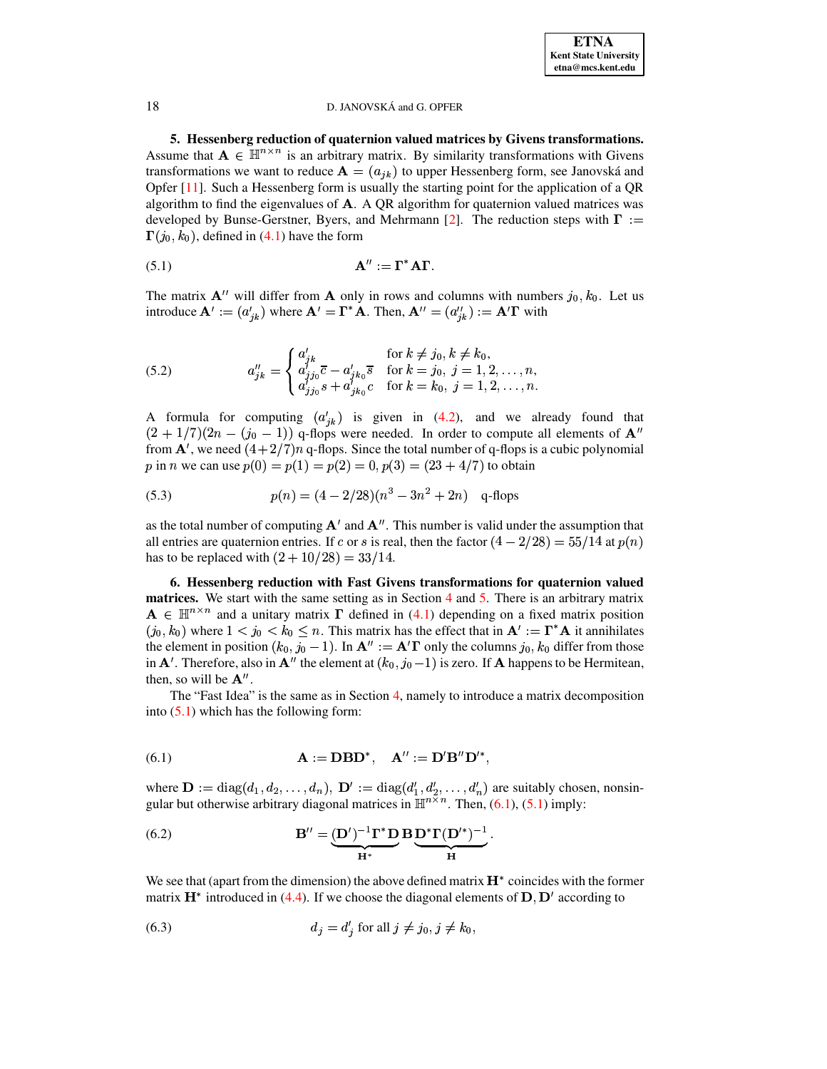## 5. Hessenberg reduction of quaternion valued matrices by Givens transformations.

Assume that $\mathbf{A} \in \mathbb{H}^{n\times n}$ is an arbitrary matrix. By similarity transformations with Givens transformations we want to reduce $\mathbf{A} = (a_{jk})$ to upper Hessenberg form, see Janovská and Opfer [11]. Such a Hessenberg form is usually the starting point for the application of a QR algorithm to find the eigenvalues of $\mathbf{A}$. A QR algorithm for quaternion valued matrices was developed by Bunse-Gerstner, Byers, and Mehrmann [2]. The reduction steps with $\mathbf{\Gamma} := \mathbf{\Gamma}(j_0, k_0)$, defined in (4.1) have the form

$$\mathbf{A}'' := \mathbf{\Gamma}^* \mathbf{A} \mathbf{\Gamma}. \tag{5.1}$$

The matrix $\mathbf{A}''$ will differ from $\mathbf{A}$ only in rows and columns with numbers $j_0, k_0$. Let us introduce $\mathbf{A}' := (a'_{jk})$ where $\mathbf{A}' = \mathbf{\Gamma}^*\mathbf{A}$. Then, $\mathbf{A}'' = (a''_{jk}) := \mathbf{A}'\mathbf{\Gamma}$ with

$$a''_{jk} = \begin{cases} a'_{jk} & \text{for } k \neq j_0,\, k \neq k_0, \\ a'_{jj_0}\overline{c} - a'_{jk_0}\overline{s} & \text{for } k = j_0,\ j = 1, 2, \ldots, n, \\ a'_{jj_0}s + a'_{jk_0}c & \text{for } k = k_0,\ j = 1, 2, \ldots, n. \end{cases} \tag{5.2}$$

A formula for computing $(a'_{jk})$ is given in (4.2), and we already found that $(2 + 1/7)(2n - (j_0 - 1))$ q-flops were needed. In order to compute all elements of $\mathbf{A}''$ from $\mathbf{A}'$, we need $(4 + 2/7)n$ q-flops. Since the total number of q-flops is a cubic polynomial $p$ in $n$ we can use $p(0) = p(1) = p(2) = 0, p(3) = (23 + 4/7)$ to obtain

$$p(n) = (4 - 2/28)(n^3 - 3n^2 + 2n) \quad \text{q-flops} \tag{5.3}$$

as the total number of computing $\mathbf{A}'$ and $\mathbf{A}''$. This number is valid under the assumption that all entries are quaternion entries. If $c$ or $s$ is real, then the factor $(4 - 2/28) = 55/14$ at $p(n)$ has to be replaced with $(2 + 10/28) = 33/14$.

## 6. Hessenberg reduction with Fast Givens transformations for quaternion valued matrices.

We start with the same setting as in Section 4 and 5. There is an arbitrary matrix $\mathbf{A} \in \mathbb{H}^{n\times n}$ and a unitary matrix $\mathbf{\Gamma}$ defined in (4.1) depending on a fixed matrix position $(j_0, k_0)$ where $1 < j_0 < k_0 \leq n$. This matrix has the effect that in $\mathbf{A}' := \mathbf{\Gamma}^*\mathbf{A}$ it annihilates the element in position $(k_0, j_0 - 1)$. In $\mathbf{A}'' := \mathbf{A}'\mathbf{\Gamma}$ only the columns $j_0, k_0$ differ from those in $\mathbf{A}'$. Therefore, also in $\mathbf{A}''$ the element at $(k_0, j_0 - 1)$ is zero. If $\mathbf{A}$ happens to be Hermitean, then, so will be $\mathbf{A}''$.

The "Fast Idea" is the same as in Section 4, namely to introduce a matrix decomposition into (5.1) which has the following form:

$$\mathbf{A} := \mathbf{D}\mathbf{B}\mathbf{D}^*, \quad \mathbf{A}'' := \mathbf{D}'\mathbf{B}''\mathbf{D}'^*, \tag{6.1}$$

where $\mathbf{D} := \mathrm{diag}(d_1, d_2, \ldots, d_n)$, $\mathbf{D}' := \mathrm{diag}(d'_1, d'_2, \ldots, d'_n)$ are suitably chosen, nonsingular but otherwise arbitrary diagonal matrices in $\mathbb{H}^{n\times n}$. Then, (6.1), (5.1) imply:

$$\mathbf{B}'' = \underbrace{(\mathbf{D}')^{-1}\mathbf{\Gamma}^*\mathbf{D}}_{\mathbf{H}^*}\,\mathbf{B}\,\underbrace{\mathbf{D}^*\mathbf{\Gamma}(\mathbf{D}'^*)^{-1}}_{\mathbf{H}}. \tag{6.2}$$

We see that (apart from the dimension) the above defined matrix $\mathbf{H}^*$ coincides with the former matrix $\mathbf{H}^*$ introduced in (4.4). If we choose the diagonal elements of $\mathbf{D}, \mathbf{D}'$ according to

$$d_j = d'_j \text{ for all } j \neq j_0, j \neq k_0, \tag{6.3}$$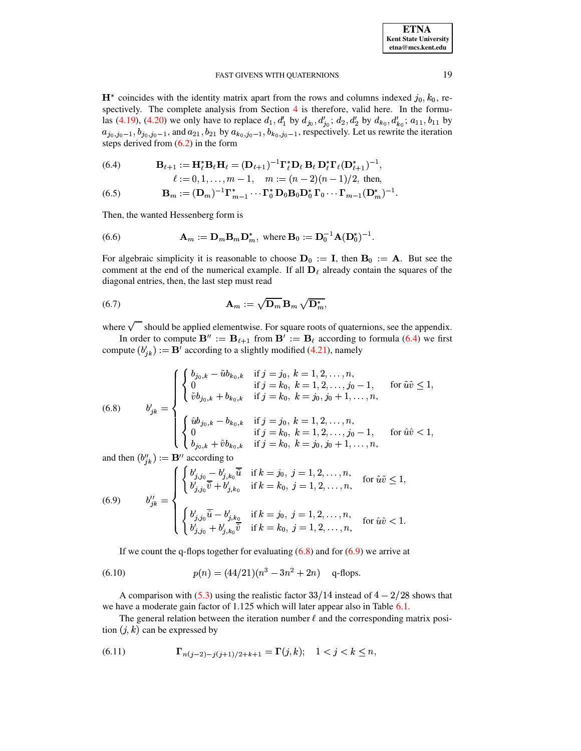$\mathbf{H}^*$ coincides with the identity matrix apart from the rows and columns indexed $j_0, k_0$, respectively. The complete analysis from Section 4 is therefore, valid here. In the formulas (4.19), (4.20) we only have to replace $d_1, d_1'$ by $d_{j_0}, d_{j_0}'$; $d_2, d_2'$ by $d_{k_0}, d_{k_0}'$; $a_{11}, b_{11}$ by $a_{j_0,j_0-1}, b_{j_0,j_0-1}$, and $a_{21}, b_{21}$ by $a_{k_0,j_0-1}, b_{k_0,j_0-1}$, respectively. Let us rewrite the iteration steps derived from (6.2) in the form

$$
\begin{aligned}
&(6.4) \qquad \mathbf{B}_{\ell+1} := \mathbf{H}_\ell^* \mathbf{B}_\ell \mathbf{H}_\ell = (\mathbf{D}_{\ell+1})^{-1} \mathbf{\Gamma}_\ell^* \mathbf{D}_\ell \, \mathbf{B}_\ell \, \mathbf{D}_\ell^* \mathbf{\Gamma}_\ell (\mathbf{D}_{\ell+1}^*)^{-1}, \\
&\qquad\qquad \ell := 0, 1, \ldots, m-1, \quad m := (n-2)(n-1)/2, \text{ then,} \\
&(6.5) \qquad \mathbf{B}_m := (\mathbf{D}_m)^{-1} \mathbf{\Gamma}_{m-1}^* \cdots \mathbf{\Gamma}_0^* \, \mathbf{D}_0 \mathbf{B}_0 \mathbf{D}_0^* \, \mathbf{\Gamma}_0 \cdots \mathbf{\Gamma}_{m-1} (\mathbf{D}_m^*)^{-1}.
\end{aligned}
$$

Then, the wanted Hessenberg form is

$$
\mathbf{A}_m := \mathbf{D}_m \mathbf{B}_m \mathbf{D}_m^*, \text{ where } \mathbf{B}_0 := \mathbf{D}_0^{-1} \mathbf{A} (\mathbf{D}_0^*)^{-1}. \tag{6.6}
$$

For algebraic simplicity it is reasonable to choose $\mathbf{D}_0 := \mathbf{I}$, then $\mathbf{B}_0 := \mathbf{A}$. But see the comment at the end of the numerical example. If all $\mathbf{D}_\ell$ already contain the squares of the diagonal entries, then, the last step must read

$$
\mathbf{A}_m := \sqrt{\mathbf{D}_m} \, \mathbf{B}_m \, \sqrt{\mathbf{D}_m^*}, \tag{6.7}
$$

where $\sqrt{\phantom{x}}$ should be applied elementwise. For square roots of quaternions, see the appendix.

In order to compute $\mathbf{B}'' := \mathbf{B}_{\ell+1}$ from $\mathbf{B}' := \mathbf{B}_\ell$ according to formula (6.4) we first compute $(b_{jk}') := \mathbf{B}'$ according to a slightly modified (4.21), namely

$$
b_{jk}' = \begin{cases}
\begin{cases}
b_{j_0,k} - \tilde{u} b_{k_0,k} & \text{if } j = j_0, \ k = 1, 2, \ldots, n, \\
0 & \text{if } j = k_0, \ k = 1, 2, \ldots, j_0 - 1, \\
\tilde{v} b_{j_0,k} + b_{k_0,k} & \text{if } j = k_0, \ k = j_0, j_0 + 1, \ldots, n,
\end{cases} & \text{for } \tilde{u}\tilde{v} \le 1, \\[2ex]
\begin{cases}
\hat{u} b_{j_0,k} - b_{k_0,k} & \text{if } j = j_0, \ k = 1, 2, \ldots, n, \\
0 & \text{if } j = k_0, \ k = 1, 2, \ldots, j_0 - 1, \\
b_{j_0,k} + \hat{v} b_{k_0,k} & \text{if } j = k_0, \ k = j_0, j_0 + 1, \ldots, n,
\end{cases} & \text{for } \hat{u}\hat{v} < 1,
\end{cases} \tag{6.8}
$$

and then $(b_{jk}'') := \mathbf{B}''$ according to

$$
b_{jk}'' = \begin{cases}
\begin{cases}
b_{j,j_0}' - b_{j,k_0}' \overline{\tilde{u}} & \text{if } k = j_0, \ j = 1, 2, \ldots, n, \\
b_{j,j_0}' \overline{\tilde{v}} + b_{j,k_0}' & \text{if } k = k_0, \ j = 1, 2, \ldots, n,
\end{cases} & \text{for } \tilde{u}\tilde{v} \le 1, \\[2ex]
\begin{cases}
b_{j,j_0}' \overline{\hat{u}} - b_{j,k_0}' & \text{if } k = j_0, \ j = 1, 2, \ldots, n, \\
b_{j,j_0}' + b_{j,k_0}' \overline{\hat{v}} & \text{if } k = k_0, \ j = 1, 2, \ldots, n,
\end{cases} & \text{for } \hat{u}\hat{v} < 1.
\end{cases} \tag{6.9}
$$

If we count the q-flops together for evaluating (6.8) and for (6.9) we arrive at

$$
p(n) = (44/21)(n^3 - 3n^2 + 2n) \quad \text{q-flops.} \tag{6.10}
$$

A comparison with (5.3) using the realistic factor $33/14$ instead of $4 - 2/28$ shows that we have a moderate gain factor of 1.125 which will later appear also in Table 6.1.

The general relation between the iteration number $\ell$ and the corresponding matrix position $(j, k)$ can be expressed by

$$
\mathbf{\Gamma}_{n(j-2)-j(j+1)/2+k+1} = \mathbf{\Gamma}(j, k); \quad 1 < j < k \le n, \tag{6.11}
$$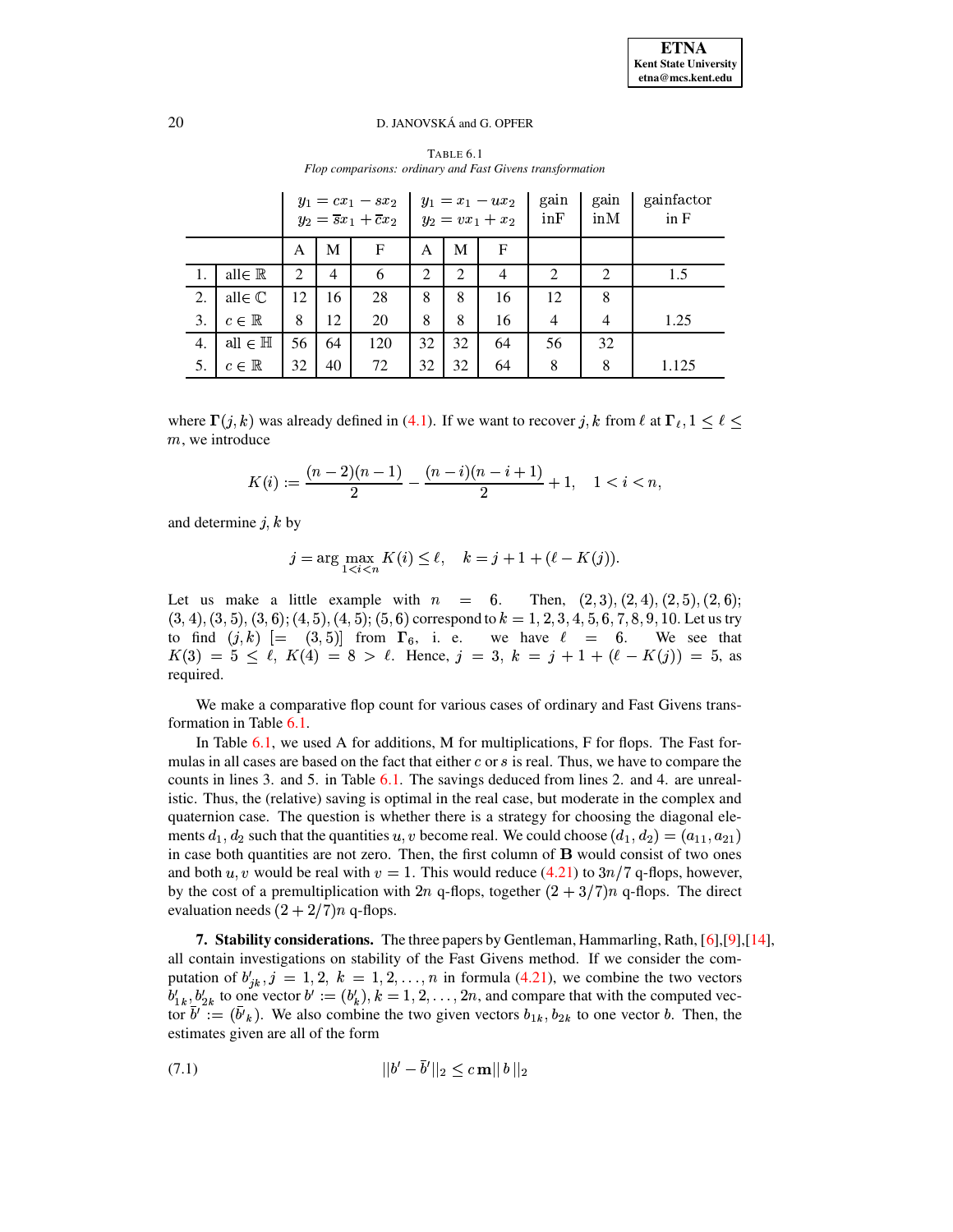TABLE 6.1
*Flop comparisons: ordinary and Fast Givens transformation*

| | | $y_1 = cx_1 - sx_2$<br>$y_2 = \overline{s}x_1 + \overline{c}x_2$ | | | $y_1 = x_1 - ux_2$<br>$y_2 = vx_1 + x_2$ | | | gain inF | gain inM | gainfactor in F |
|---|---|---|---|---|---|---|---|---|---|---|
| | | A | M | F | A | M | F | | | |
| 1. | all$\in \mathbb{R}$ | 2 | 4 | 6 | 2 | 2 | 4 | 2 | 2 | 1.5 |
| 2. | all$\in \mathbb{C}$ | 12 | 16 | 28 | 8 | 8 | 16 | 12 | 8 | |
| 3. | $c \in \mathbb{R}$ | 8 | 12 | 20 | 8 | 8 | 16 | 4 | 4 | 1.25 |
| 4. | all $\in \mathbb{H}$ | 56 | 64 | 120 | 32 | 32 | 64 | 56 | 32 | |
| 5. | $c \in \mathbb{R}$ | 32 | 40 | 72 | 32 | 32 | 64 | 8 | 8 | 1.125 |

where $\mathbf{\Gamma}(j,k)$ was already defined in (4.1). If we want to recover $j,k$ from $\ell$ at $\mathbf{\Gamma}_\ell, 1 \le \ell \le m$, we introduce

$$K(i) := \frac{(n-2)(n-1)}{2} - \frac{(n-i)(n-i+1)}{2} + 1, \quad 1 < i < n,$$

and determine $j,k$ by

$$j = \arg\max_{1<i<n} K(i) \le \ell, \quad k = j + 1 + (\ell - K(j)).$$

Let us make a little example with $n = 6$. Then, $(2,3),(2,4),(2,5),(2,6)$; $(3,4),(3,5),(3,6)$; $(4,5),(4,5)$; $(5,6)$ correspond to $k = 1,2,3,4,5,6,7,8,9,10$. Let us try to find $(j,k)$ $[= (3,5)]$ from $\mathbf{\Gamma}_6$, i. e. we have $\ell = 6$. We see that $K(3) = 5 \le \ell$, $K(4) = 8 > \ell$. Hence, $j = 3$, $k = j + 1 + (\ell - K(j)) = 5$, as required.

We make a comparative flop count for various cases of ordinary and Fast Givens transformation in Table 6.1.

In Table 6.1, we used A for additions, M for multiplications, F for flops. The Fast formulas in all cases are based on the fact that either $c$ or $s$ is real. Thus, we have to compare the counts in lines 3. and 5. in Table 6.1. The savings deduced from lines 2. and 4. are unrealistic. Thus, the (relative) saving is optimal in the real case, but moderate in the complex and quaternion case. The question is whether there is a strategy for choosing the diagonal elements $d_1, d_2$ such that the quantities $u, v$ become real. We could choose $(d_1, d_2) = (a_{11}, a_{21})$ in case both quantities are not zero. Then, the first column of $\mathbf{B}$ would consist of two ones and both $u, v$ would be real with $v = 1$. This would reduce (4.21) to $3n/7$ q-flops, however, by the cost of a premultiplication with $2n$ q-flops, together $(2 + 3/7)n$ q-flops. The direct evaluation needs $(2 + 2/7)n$ q-flops.

**7. Stability considerations.** The three papers by Gentleman, Hammarling, Rath, [6],[9],[14], all contain investigations on stability of the Fast Givens method. If we consider the computation of $b'_{jk}, j = 1,2,\ k = 1,2,\ldots,n$ in formula (4.21), we combine the two vectors $b'_{1k}, b'_{2k}$ to one vector $b' := (b'_k), k = 1,2,\ldots,2n$, and compare that with the computed vector $\overline{b}' := (\overline{b}'_k)$. We also combine the two given vectors $b_{1k}, b_{2k}$ to one vector $b$. Then, the estimates given are all of the form

$$||b' - \overline{b}'||_2 \le c\,\mathbf{m}||\,b\,||_2 \tag{7.1}$$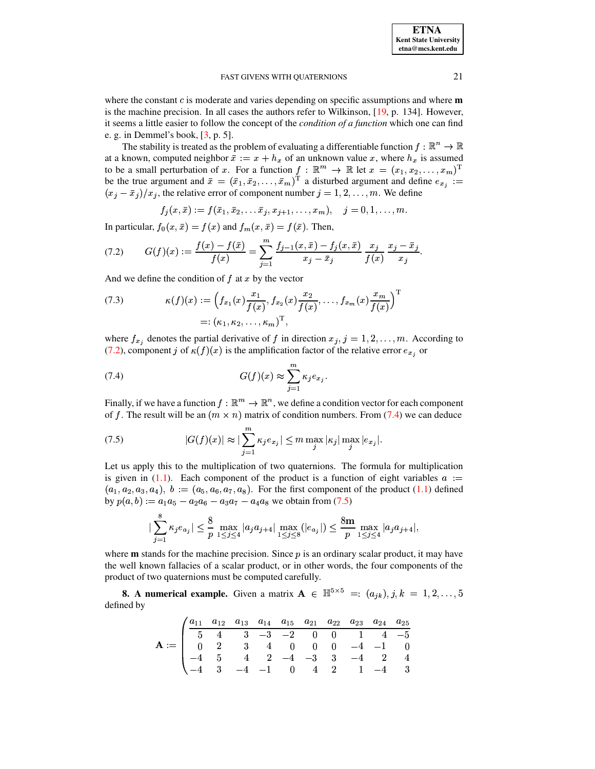where the constant $c$ is moderate and varies depending on specific assumptions and where $\mathbf{m}$ is the machine precision. In all cases the authors refer to Wilkinson, [19, p. 134]. However, it seems a little easier to follow the concept of the *condition of a function* which one can find e. g. in Demmel's book, [3, p. 5].

The stability is treated as the problem of evaluating a differentiable function $f : \mathbb{R}^n \to \mathbb{R}$ at a known, computed neighbor $\bar{x} := x + h_x$ of an unknown value $x$, where $h_x$ is assumed to be a small perturbation of $x$. For a function $f : \mathbb{R}^m \to \mathbb{R}$ let $x = (x_1, x_2, \ldots, x_m)^{\mathrm{T}}$ be the true argument and $\bar{x} = (\bar{x}_1, \bar{x}_2, \ldots, \bar{x}_m)^{\mathrm{T}}$ a disturbed argument and define $e_{x_j} := (x_j - \bar{x}_j)/x_j$, the relative error of component number $j = 1, 2, \ldots, m$. We define

$$f_j(x, \bar{x}) := f(\bar{x}_1, \bar{x}_2, \ldots \bar{x}_j, x_{j+1}, \ldots, x_m), \quad j = 0, 1, \ldots, m.$$

In particular, $f_0(x, \bar{x}) = f(x)$ and $f_m(x, \bar{x}) = f(\bar{x})$. Then,

$$G(f)(x) := \frac{f(x) - f(\bar{x})}{f(x)} = \sum_{j=1}^{m} \frac{f_{j-1}(x, \bar{x}) - f_j(x, \bar{x})}{x_j - \bar{x}_j} \, \frac{x_j}{f(x)} \, \frac{x_j - \bar{x}_j}{x_j}. \tag{7.2}$$

And we define the condition of $f$ at $x$ by the vector

$$\begin{aligned} \kappa(f)(x) &:= \Big( f_{x_1}(x) \frac{x_1}{f(x)}, f_{x_2}(x) \frac{x_2}{f(x)}, \ldots, f_{x_m}(x) \frac{x_m}{f(x)} \Big)^{\mathrm{T}} \\ &=: (\kappa_1, \kappa_2, \ldots, \kappa_m)^{\mathrm{T}}, \end{aligned} \tag{7.3}$$

where $f_{x_j}$ denotes the partial derivative of $f$ in direction $x_j$, $j = 1, 2, \ldots, m$. According to (7.2), component $j$ of $\kappa(f)(x)$ is the amplification factor of the relative error $e_{x_j}$ or

$$G(f)(x) \approx \sum_{j=1}^{m} \kappa_j e_{x_j}. \tag{7.4}$$

Finally, if we have a function $f : \mathbb{R}^m \to \mathbb{R}^n$, we define a condition vector for each component of $f$. The result will be an $(m \times n)$ matrix of condition numbers. From (7.4) we can deduce

$$|G(f)(x)| \approx |\sum_{j=1}^{m} \kappa_j e_{x_j}| \le m \max_j |\kappa_j| \max_j |e_{x_j}|. \tag{7.5}$$

Let us apply this to the multiplication of two quaternions. The formula for multiplication is given in (1.1). Each component of the product is a function of eight variables $a := (a_1, a_2, a_3, a_4)$, $b := (a_5, a_6, a_7, a_8)$. For the first component of the product (1.1) defined by $p(a, b) := a_1 a_5 - a_2 a_6 - a_3 a_7 - a_4 a_8$ we obtain from (7.5)

$$|\sum_{j=1}^{8} \kappa_j e_{a_j}| \le \frac{8}{p} \max_{1 \le j \le 4} |a_j a_{j+4}| \max_{1 \le j \le 8} (|e_{a_j}|) \le \frac{8\mathbf{m}}{p} \max_{1 \le j \le 4} |a_j a_{j+4}|,$$

where $\mathbf{m}$ stands for the machine precision. Since $p$ is an ordinary scalar product, it may have the well known fallacies of a scalar product, or in other words, the four components of the product of two quaternions must be computed carefully.

**8. A numerical example.** Given a matrix $\mathbf{A} \in \mathbb{H}^{5 \times 5} =: (a_{jk}), j, k = 1, 2, \ldots, 5$ defined by

$$\mathbf{A} := \left( \begin{array}{cccccccccc} a_{11} & a_{12} & a_{13} & a_{14} & a_{15} & a_{21} & a_{22} & a_{23} & a_{24} & a_{25} \\ \hline 5 & 4 & 3 & -3 & -2 & 0 & 0 & 1 & 4 & -5 \\ 0 & 2 & 3 & 4 & 0 & 0 & 0 & -4 & -1 & 0 \\ -4 & 5 & 4 & 2 & -4 & -3 & 3 & -4 & 2 & 4 \\ -4 & 3 & -4 & -1 & 0 & 4 & 2 & 1 & -4 & 3 \end{array} \right.$$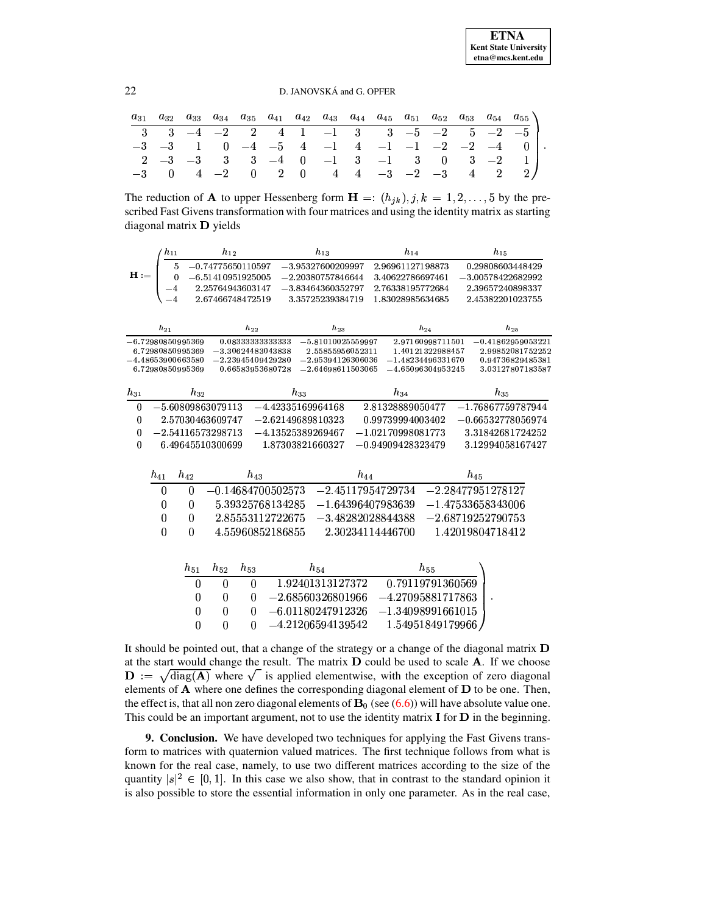| $a_{31}$ | $a_{32}$ | $a_{33}$ | $a_{34}$ | $a_{35}$ | $a_{41}$ | $a_{42}$ | $a_{43}$ | $a_{44}$ | $a_{45}$ | $a_{51}$ | $a_{52}$ | $a_{53}$ | $a_{54}$ | $a_{55}$ |
|---|---|---|---|---|---|---|---|---|---|---|---|---|---|---|
| 3 | 3 | −4 | −2 | 2 | 4 | 1 | −1 | 3 | 3 | −5 | −2 | 5 | −2 | −5 |
| −3 | −3 | 1 | 0 | −4 | −5 | 4 | −1 | 4 | −1 | −1 | −2 | −2 | −4 | 0 |
| 2 | −3 | −3 | 3 | 3 | −4 | 0 | −1 | 3 | −1 | 3 | 0 | 3 | −2 | 1 |
| −3 | 0 | 4 | −2 | 0 | 2 | 0 | 4 | 4 | −3 | −2 | −3 | 4 | 2 | 2 |

The reduction of $\mathbf{A}$ to upper Hessenberg form $\mathbf{H} =: (h_{jk}), j,k = 1,2,\ldots,5$ by the prescribed Fast Givens transformation with four matrices and using the identity matrix as starting diagonal matrix $\mathbf{D}$ yields

$\mathbf{H} :=$

| $h_{11}$ | $h_{12}$ | $h_{13}$ | $h_{14}$ | $h_{15}$ |
|---|---|---|---|---|
| 5 | −0.74775650110597 | −3.95327600209997 | 2.96961127198873 | 0.29808603448429 |
| 0 | −6.51410951925005 | −2.20380757846644 | 3.40622786697461 | −3.00578422682992 |
| −4 | 2.25764943603147 | −3.83464360352797 | 2.76338195772684 | 2.39657240898337 |
| −4 | 2.67466748472519 | 3.35725239384719 | 1.83028985634685 | 2.45382201023755 |

| $h_{21}$ | $h_{22}$ | $h_{23}$ | $h_{24}$ | $h_{25}$ |
|---|---|---|---|---|
| −6.72980850995369 | 0.08333333333333 | −5.81010025559997 | 2.97160998711501 | −0.41862959053221 |
| 6.72980850995369 | −3.30624483043838 | 2.55855956052311 | 1.40121322988457 | 2.99852081752252 |
| −4.48653900663580 | −2.23945409429280 | −2.95394126306036 | −1.48234496331670 | 0.94736829485381 |
| 6.72980850995369 | 0.66583953680728 | −2.64698611503065 | −4.65096304953245 | 3.03127807183587 |

| $h_{31}$ | $h_{32}$ | $h_{33}$ | $h_{34}$ | $h_{35}$ |
|---|---|---|---|---|
| 0 | −5.60809863079113 | −4.42335169964168 | 2.81328889050477 | −1.76867759787944 |
| 0 | 2.57030463609747 | −2.62149689810323 | 0.99739994003402 | −0.66532778056974 |
| 0 | −2.54116573298713 | −4.13525389269467 | −1.02170998081773 | 3.31842681724252 |
| 0 | 6.49645510300699 | 1.87303821660327 | −0.94909428323479 | 3.12994058167427 |

| $h_{41}$ | $h_{42}$ | $h_{43}$ | $h_{44}$ | $h_{45}$ |
|---|---|---|---|---|
| 0 | 0 | −0.14684700502573 | −2.45117954729734 | −2.28477951278127 |
| 0 | 0 | 5.39325768134285 | −1.64396407983639 | −1.47533658343006 |
| 0 | 0 | 2.85553112722675 | −3.48282028844388 | −2.68719252790753 |
| 0 | 0 | 4.55960852186855 | 2.30234114446700 | 1.42019804718412 |

| $h_{51}$ | $h_{52}$ | $h_{53}$ | $h_{54}$ | $h_{55}$ |
|---|---|---|---|---|
| 0 | 0 | 0 | 1.92401313127372 | 0.79119791360569 |
| 0 | 0 | 0 | −2.68560326801966 | −4.27095881717863 |
| 0 | 0 | 0 | −6.01180247912326 | −1.34098991661015 |
| 0 | 0 | 0 | −4.21206594139542 | 1.54951849179966 |

It should be pointed out, that a change of the strategy or a change of the diagonal matrix $\mathbf{D}$ at the start would change the result. The matrix $\mathbf{D}$ could be used to scale $\mathbf{A}$. If we choose $\mathbf{D} := \sqrt{\operatorname{diag}(\mathbf{A})}$ where $\sqrt{\ }$ is applied elementwise, with the exception of zero diagonal elements of $\mathbf{A}$ where one defines the corresponding diagonal element of $\mathbf{D}$ to be one. Then, the effect is, that all non zero diagonal elements of $\mathbf{B}_0$ (see (6.6)) will have absolute value one. This could be an important argument, not to use the identity matrix $\mathbf{I}$ for $\mathbf{D}$ in the beginning.

**9. Conclusion.** We have developed two techniques for applying the Fast Givens transform to matrices with quaternion valued matrices. The first technique follows from what is known for the real case, namely, to use two different matrices according to the size of the quantity $|s|^2 \in [0,1]$. In this case we also show, that in contrast to the standard opinion it is also possible to store the essential information in only one parameter. As in the real case,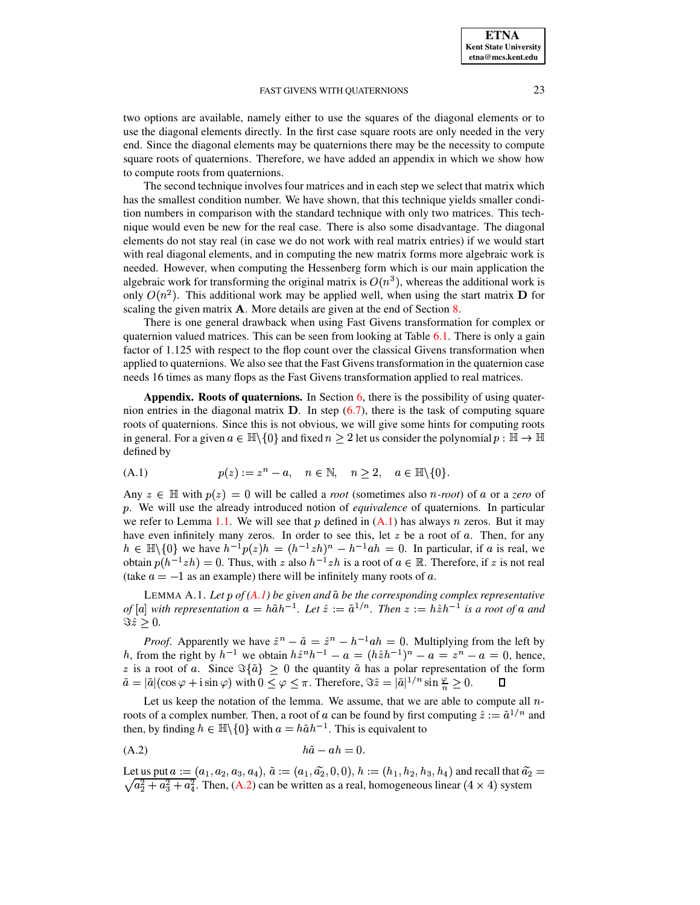two options are available, namely either to use the squares of the diagonal elements or to use the diagonal elements directly. In the first case square roots are only needed in the very end. Since the diagonal elements may be quaternions there may be the necessity to compute square roots of quaternions. Therefore, we have added an appendix in which we show how to compute roots from quaternions.

The second technique involves four matrices and in each step we select that matrix which has the smallest condition number. We have shown, that this technique yields smaller condition numbers in comparison with the standard technique with only two matrices. This technique would even be new for the real case. There is also some disadvantage. The diagonal elements do not stay real (in case we do not work with real matrix entries) if we would start with real diagonal elements, and in computing the new matrix forms more algebraic work is needed. However, when computing the Hessenberg form which is our main application the algebraic work for transforming the original matrix is $O(n^3)$, whereas the additional work is only $O(n^2)$. This additional work may be applied well, when using the start matrix $\mathbf{D}$ for scaling the given matrix $\mathbf{A}$. More details are given at the end of Section 8.

There is one general drawback when using Fast Givens transformation for complex or quaternion valued matrices. This can be seen from looking at Table 6.1. There is only a gain factor of 1.125 with respect to the flop count over the classical Givens transformation when applied to quaternions. We also see that the Fast Givens transformation in the quaternion case needs 16 times as many flops as the Fast Givens transformation applied to real matrices.

**Appendix. Roots of quaternions.** In Section 6, there is the possibility of using quaternion entries in the diagonal matrix $\mathbf{D}$. In step (6.7), there is the task of computing square roots of quaternions. Since this is not obvious, we will give some hints for computing roots in general. For a given $a \in \mathbb{H}\backslash\{0\}$ and fixed $n \geq 2$ let us consider the polynomial $p : \mathbb{H} \to \mathbb{H}$ defined by

$$p(z) := z^n - a, \quad n \in \mathbb{N}, \quad n \geq 2, \quad a \in \mathbb{H}\backslash\{0\}. \tag{A.1}$$

Any $z \in \mathbb{H}$ with $p(z) = 0$ will be called a *root* (sometimes also $n$*-root*) of $a$ or a *zero* of $p$. We will use the already introduced notion of *equivalence* of quaternions. In particular we refer to Lemma 1.1. We will see that $p$ defined in (A.1) has always $n$ zeros. But it may have even infinitely many zeros. In order to see this, let $z$ be a root of $a$. Then, for any $h \in \mathbb{H}\backslash\{0\}$ we have $h^{-1}p(z)h = (h^{-1}zh)^n - h^{-1}ah = 0$. In particular, if $a$ is real, we obtain $p(h^{-1}zh) = 0$. Thus, with $z$ also $h^{-1}zh$ is a root of $a \in \mathbb{R}$. Therefore, if $z$ is not real (take $a = -1$ as an example) there will be infinitely many roots of $a$.

LEMMA A.1. *Let $p$ of (A.1) be given and $\tilde{a}$ be the corresponding complex representative of $[a]$ with representation $a = h\tilde{a}h^{-1}$. Let $\hat{z} := \tilde{a}^{1/n}$. Then $z := h\hat{z}h^{-1}$ is a root of $a$ and $\Im\hat{z} \geq 0$.*

*Proof.* Apparently we have $\hat{z}^n - \tilde{a} = \hat{z}^n - h^{-1}ah = 0$. Multiplying from the left by $h$, from the right by $h^{-1}$ we obtain $h\hat{z}^n h^{-1} - a = (h\hat{z}h^{-1})^n - a = z^n - a = 0$, hence, $z$ is a root of $a$. Since $\Im\{\tilde{a}\} \geq 0$ the quantity $\tilde{a}$ has a polar representation of the form $\tilde{a} = |\tilde{a}|(\cos\varphi + \mathrm{i}\sin\varphi)$ with $0 \leq \varphi \leq \pi$. Therefore, $\Im\hat{z} = |\tilde{a}|^{1/n}\sin\frac{\varphi}{n} \geq 0$. ∎

Let us keep the notation of the lemma. We assume, that we are able to compute all $n$-roots of a complex number. Then, a root of $a$ can be found by first computing $\hat{z} := \tilde{a}^{1/n}$ and then, by finding $h \in \mathbb{H}\backslash\{0\}$ with $a = h\tilde{a}h^{-1}$. This is equivalent to

$$h\tilde{a} - ah = 0. \tag{A.2}$$

Let us put $a := (a_1, a_2, a_3, a_4)$, $\tilde{a} := (a_1, \tilde{a_2}, 0, 0)$, $h := (h_1, h_2, h_3, h_4)$ and recall that $\tilde{a_2} = \sqrt{a_2^2 + a_3^2 + a_4^2}$. Then, (A.2) can be written as a real, homogeneous linear $(4 \times 4)$ system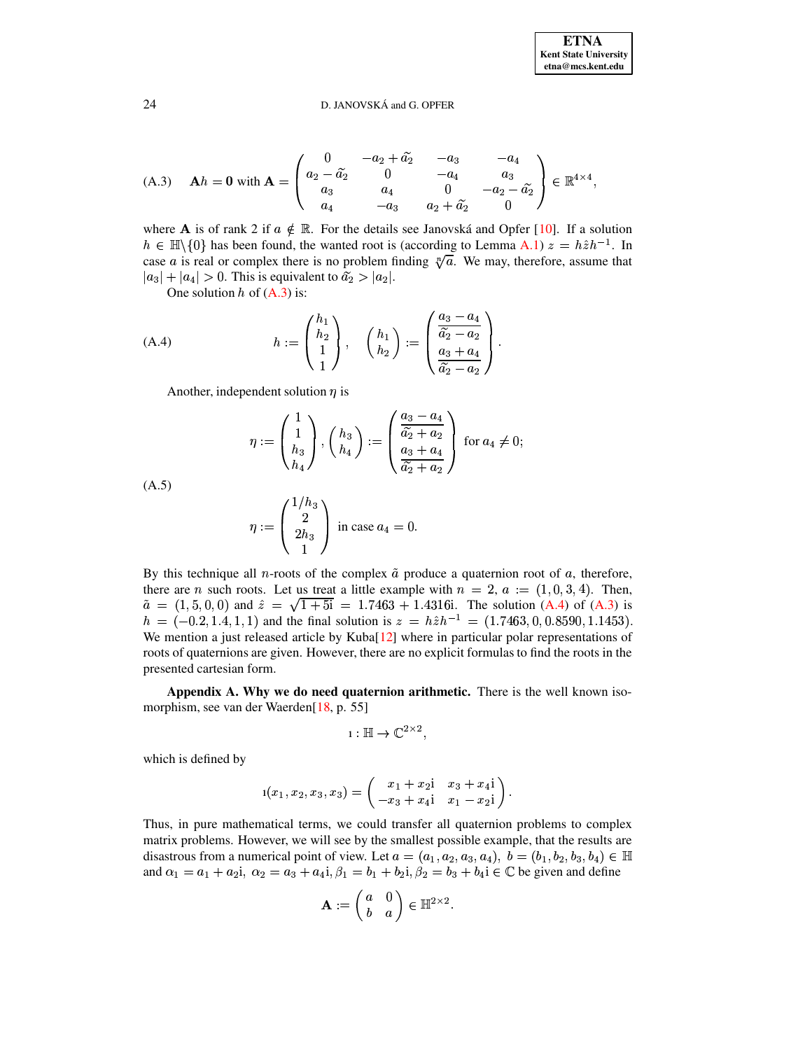$$\text{(A.3)} \qquad \mathbf{A}h = \mathbf{0} \text{ with } \mathbf{A} = \begin{pmatrix} 0 & -a_2 + \widetilde{a}_2 & -a_3 & -a_4 \\ a_2 - \widetilde{a}_2 & 0 & -a_4 & a_3 \\ a_3 & a_4 & 0 & -a_2 - \widetilde{a}_2 \\ a_4 & -a_3 & a_2 + \widetilde{a}_2 & 0 \end{pmatrix} \in \mathbb{R}^{4\times 4},$$

where $\mathbf{A}$ is of rank 2 if $a \notin \mathbb{R}$. For the details see Janovská and Opfer [10]. If a solution $h \in \mathbb{H}\backslash\{0\}$ has been found, the wanted root is (according to Lemma A.1) $z = h\hat{z}h^{-1}$. In case $a$ is real or complex there is no problem finding $\sqrt[n]{a}$. We may, therefore, assume that $|a_3| + |a_4| > 0$. This is equivalent to $\widetilde{a}_2 > |a_2|$.

One solution $h$ of (A.3) is:

$$\text{(A.4)} \qquad h := \begin{pmatrix} h_1 \\ h_2 \\ 1 \\ 1 \end{pmatrix}, \quad \begin{pmatrix} h_1 \\ h_2 \end{pmatrix} := \begin{pmatrix} \dfrac{a_3 - a_4}{\widetilde{a}_2 - a_2} \\ \dfrac{a_3 + a_4}{\widetilde{a}_2 - a_2} \end{pmatrix}.$$

Another, independent solution $\eta$ is

$$\text{(A.5)} \qquad \eta := \begin{pmatrix} 1 \\ 1 \\ h_3 \\ h_4 \end{pmatrix}, \begin{pmatrix} h_3 \\ h_4 \end{pmatrix} := \begin{pmatrix} \dfrac{a_3 - a_4}{\widetilde{a}_2 + a_2} \\ \dfrac{a_3 + a_4}{\widetilde{a}_2 + a_2} \end{pmatrix} \text{ for } a_4 \neq 0;$$

$$\eta := \begin{pmatrix} 1/h_3 \\ 2 \\ 2h_3 \\ 1 \end{pmatrix} \text{ in case } a_4 = 0.$$

By this technique all $n$-roots of the complex $\tilde{a}$ produce a quaternion root of $a$, therefore, there are $n$ such roots. Let us treat a little example with $n = 2$, $a := (1, 0, 3, 4)$. Then, $\tilde{a} = (1, 5, 0, 0)$ and $\hat{z} = \sqrt{1 + 5\mathrm{i}} = 1.7463 + 1.4316\mathrm{i}$. The solution (A.4) of (A.3) is $h = (-0.2, 1.4, 1, 1)$ and the final solution is $z = h\hat{z}h^{-1} = (1.7463, 0, 0.8590, 1.1453)$. We mention a just released article by Kuba[12] where in particular polar representations of roots of quaternions are given. However, there are no explicit formulas to find the roots in the presented cartesian form.

**Appendix A. Why we do need quaternion arithmetic.** There is the well known isomorphism, see van der Waerden[18, p. 55]

$$\imath : \mathbb{H} \to \mathbb{C}^{2\times 2},$$

which is defined by

$$\imath(x_1, x_2, x_3, x_3) = \begin{pmatrix} x_1 + x_2\mathrm{i} & x_3 + x_4\mathrm{i} \\ -x_3 + x_4\mathrm{i} & x_1 - x_2\mathrm{i} \end{pmatrix}.$$

Thus, in pure mathematical terms, we could transfer all quaternion problems to complex matrix problems. However, we will see by the smallest possible example, that the results are disastrous from a numerical point of view. Let $a = (a_1, a_2, a_3, a_4),\ b = (b_1, b_2, b_3, b_4) \in \mathbb{H}$ and $\alpha_1 = a_1 + a_2\mathrm{i},\ \alpha_2 = a_3 + a_4\mathrm{i}, \beta_1 = b_1 + b_2\mathrm{i}, \beta_2 = b_3 + b_4\mathrm{i} \in \mathbb{C}$ be given and define

$$\mathbf{A} := \begin{pmatrix} a & 0 \\ b & a \end{pmatrix} \in \mathbb{H}^{2\times 2}.$$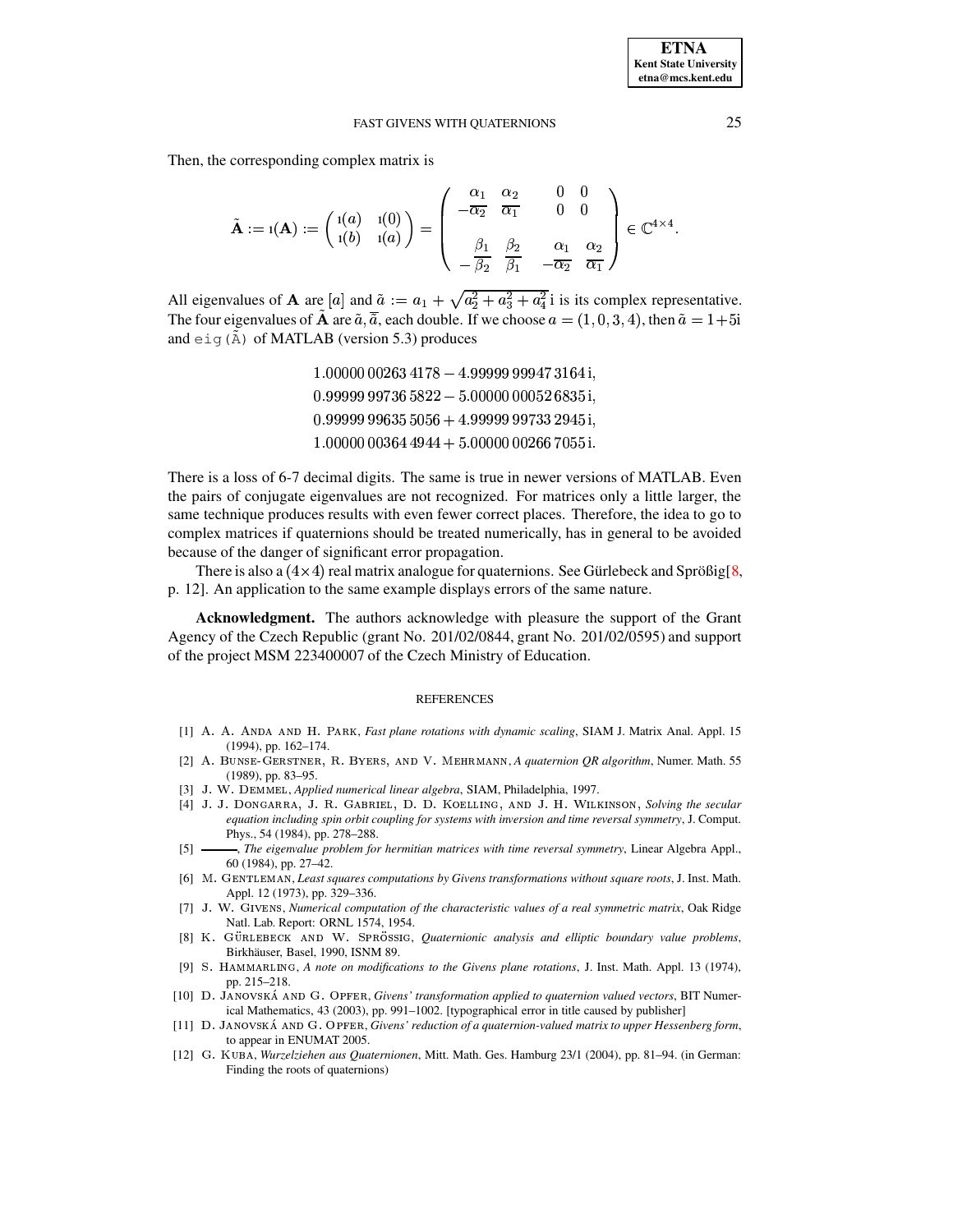Then, the corresponding complex matrix is

$$\tilde{\mathbf{A}} := \imath(\mathbf{A}) := \begin{pmatrix} \imath(a) & \imath(0) \\ \imath(b) & \imath(a) \end{pmatrix} = \begin{pmatrix} \alpha_1 & \alpha_2 & 0 & 0 \\ -\overline{\alpha_2} & \overline{\alpha_1} & 0 & 0 \\ & & & \\ \beta_1 & \beta_2 & \alpha_1 & \alpha_2 \\ -\overline{\beta_2} & \overline{\beta_1} & -\overline{\alpha_2} & \overline{\alpha_1} \end{pmatrix} \in \mathbb{C}^{4\times 4}.$$

All eigenvalues of $\mathbf{A}$ are $[a]$ and $\tilde{a} := a_1 + \sqrt{a_2^2 + a_3^2 + a_4^2}\,\mathrm{i}$ is its complex representative. The four eigenvalues of $\tilde{\mathbf{A}}$ are $\tilde{a}, \overline{\tilde{a}}$, each double. If we choose $a = (1, 0, 3, 4)$, then $\tilde{a} = 1 + 5\mathrm{i}$ and `eig(Ã)` of MATLAB (version 5.3) produces

$$\begin{aligned}
&1.00000\,00263\,4178 - 4.99999\,99947\,3164\,\mathrm{i},\\
&0.99999\,99736\,5822 - 5.00000\,00052\,6835\,\mathrm{i},\\
&0.99999\,99635\,5056 + 4.99999\,99733\,2945\,\mathrm{i},\\
&1.00000\,00364\,4944 + 5.00000\,00266\,7055\,\mathrm{i}.
\end{aligned}$$

There is a loss of 6-7 decimal digits. The same is true in newer versions of MATLAB. Even the pairs of conjugate eigenvalues are not recognized. For matrices only a little larger, the same technique produces results with even fewer correct places. Therefore, the idea to go to complex matrices if quaternions should be treated numerically, has in general to be avoided because of the danger of significant error propagation.

There is also a $(4\times 4)$ real matrix analogue for quaternions. See Gürlebeck and Sprößig[8, p. 12]. An application to the same example displays errors of the same nature.

**Acknowledgment.** The authors acknowledge with pleasure the support of the Grant Agency of the Czech Republic (grant No. 201/02/0844, grant No. 201/02/0595) and support of the project MSM 223400007 of the Czech Ministry of Education.

## REFERENCES

[1] A. A. Anda and H. Park, *Fast plane rotations with dynamic scaling*, SIAM J. Matrix Anal. Appl. 15 (1994), pp. 162–174.

[2] A. Bunse-Gerstner, R. Byers, and V. Mehrmann, *A quaternion QR algorithm*, Numer. Math. 55 (1989), pp. 83–95.

[3] J. W. Demmel, *Applied numerical linear algebra*, SIAM, Philadelphia, 1997.

[4] J. J. Dongarra, J. R. Gabriel, D. D. Koelling, and J. H. Wilkinson, *Solving the secular equation including spin orbit coupling for systems with inversion and time reversal symmetry*, J. Comput. Phys., 54 (1984), pp. 278–288.

[5] ———, *The eigenvalue problem for hermitian matrices with time reversal symmetry*, Linear Algebra Appl., 60 (1984), pp. 27–42.

[6] M. Gentleman, *Least squares computations by Givens transformations without square roots*, J. Inst. Math. Appl. 12 (1973), pp. 329–336.

[7] J. W. Givens, *Numerical computation of the characteristic values of a real symmetric matrix*, Oak Ridge Natl. Lab. Report: ORNL 1574, 1954.

[8] K. Gürlebeck and W. Sprössig, *Quaternionic analysis and elliptic boundary value problems*, Birkhäuser, Basel, 1990, ISNM 89.

[9] S. Hammarling, *A note on modifications to the Givens plane rotations*, J. Inst. Math. Appl. 13 (1974), pp. 215–218.

[10] D. Janovská and G. Opfer, *Givens' transformation applied to quaternion valued vectors*, BIT Numerical Mathematics, 43 (2003), pp. 991–1002. [typographical error in title caused by publisher]

[11] D. Janovská and G. Opfer, *Givens' reduction of a quaternion-valued matrix to upper Hessenberg form*, to appear in ENUMAT 2005.

[12] G. Kuba, *Wurzelziehen aus Quaternionen*, Mitt. Math. Ges. Hamburg 23/1 (2004), pp. 81–94. (in German: Finding the roots of quaternions)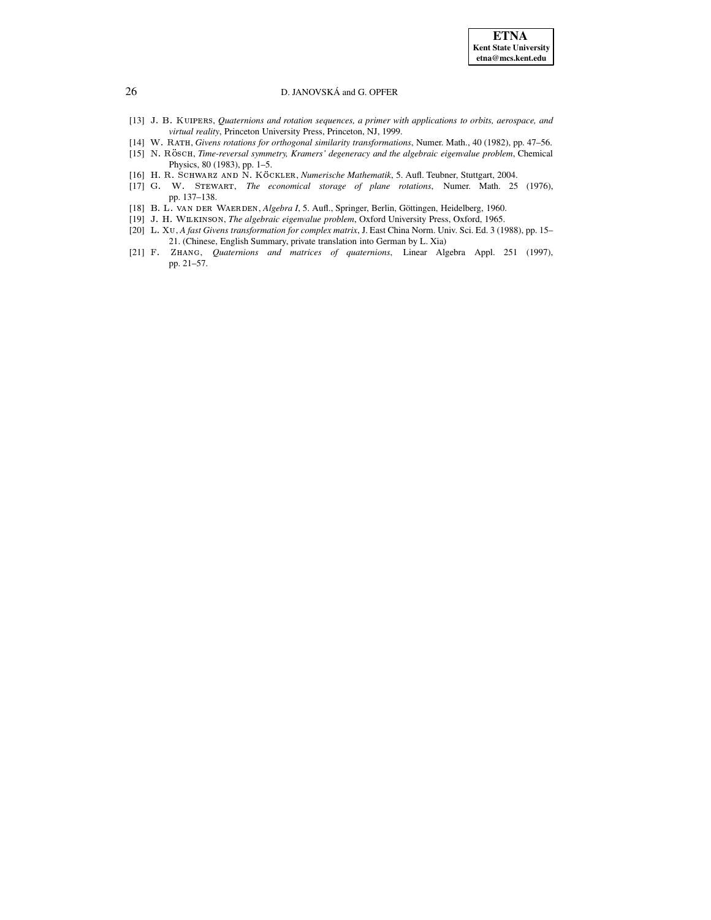[13] J. B. Kuipers, *Quaternions and rotation sequences, a primer with applications to orbits, aerospace, and virtual reality*, Princeton University Press, Princeton, NJ, 1999.

[14] W. Rath, *Givens rotations for orthogonal similarity transformations*, Numer. Math., 40 (1982), pp. 47–56.

[15] N. Rösch, *Time-reversal symmetry, Kramers' degeneracy and the algebraic eigenvalue problem*, Chemical Physics, 80 (1983), pp. 1–5.

[16] H. R. Schwarz and N. Köckler, *Numerische Mathematik*, 5. Aufl. Teubner, Stuttgart, 2004.

[17] G. W. Stewart, *The economical storage of plane rotations*, Numer. Math. 25 (1976), pp. 137–138.

[18] B. L. van der Waerden, *Algebra I*, 5. Aufl., Springer, Berlin, Göttingen, Heidelberg, 1960.

[19] J. H. Wilkinson, *The algebraic eigenvalue problem*, Oxford University Press, Oxford, 1965.

[20] L. Xu, *A fast Givens transformation for complex matrix*, J. East China Norm. Univ. Sci. Ed. 3 (1988), pp. 15–21. (Chinese, English Summary, private translation into German by L. Xia)

[21] F. Zhang, *Quaternions and matrices of quaternions*, Linear Algebra Appl. 251 (1997), pp. 21–57.